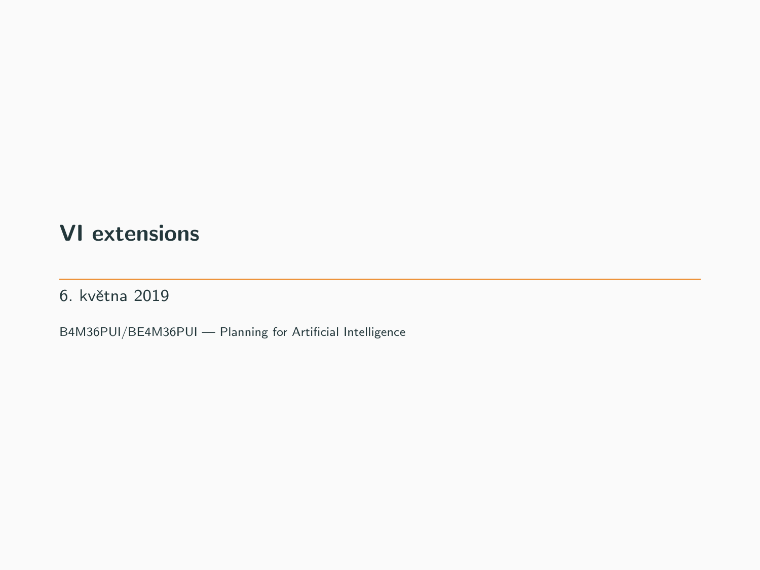# VI extensions

6. května 2019

B4M36PUI/BE4M36PUI — Planning for Artificial Intelligence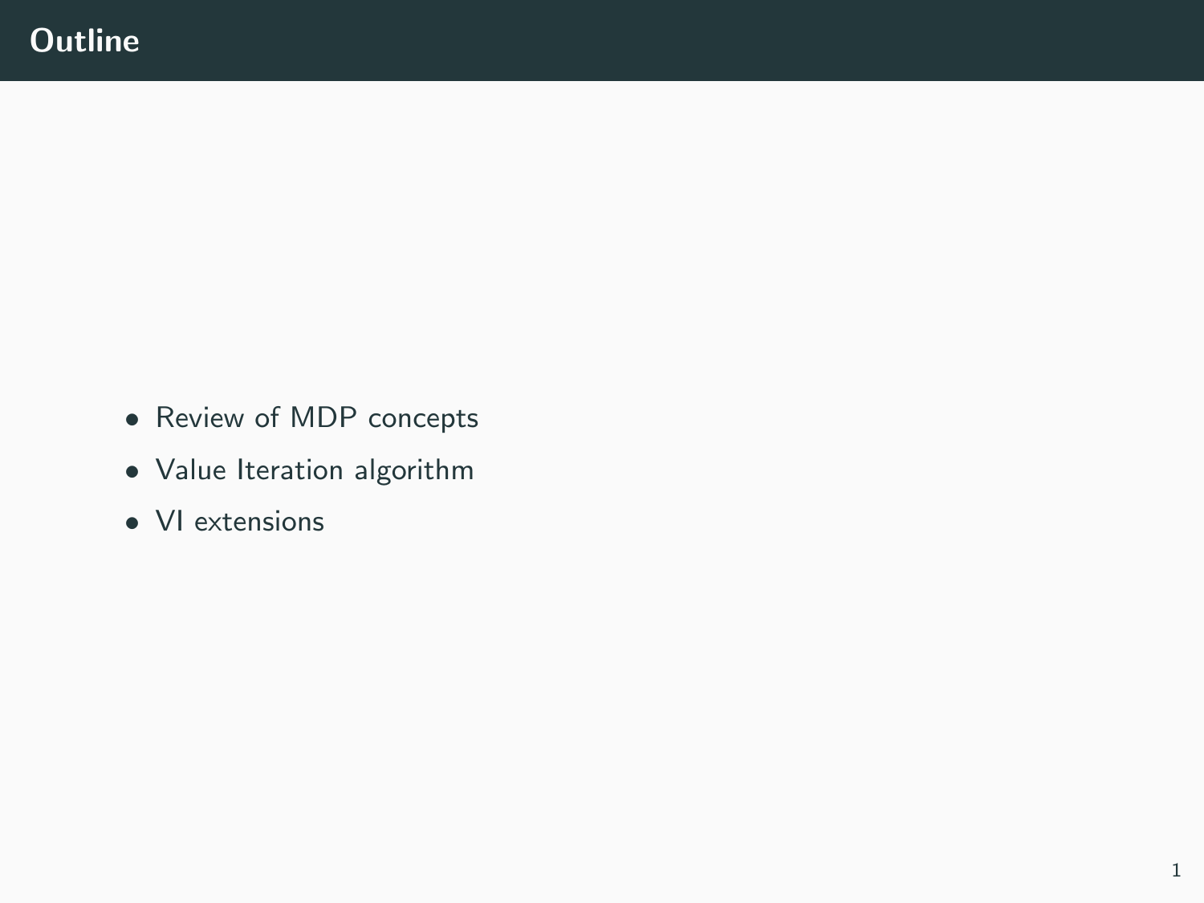# Outline

- Review of MDP concepts
- Value Iteration algorithm
- VI extensions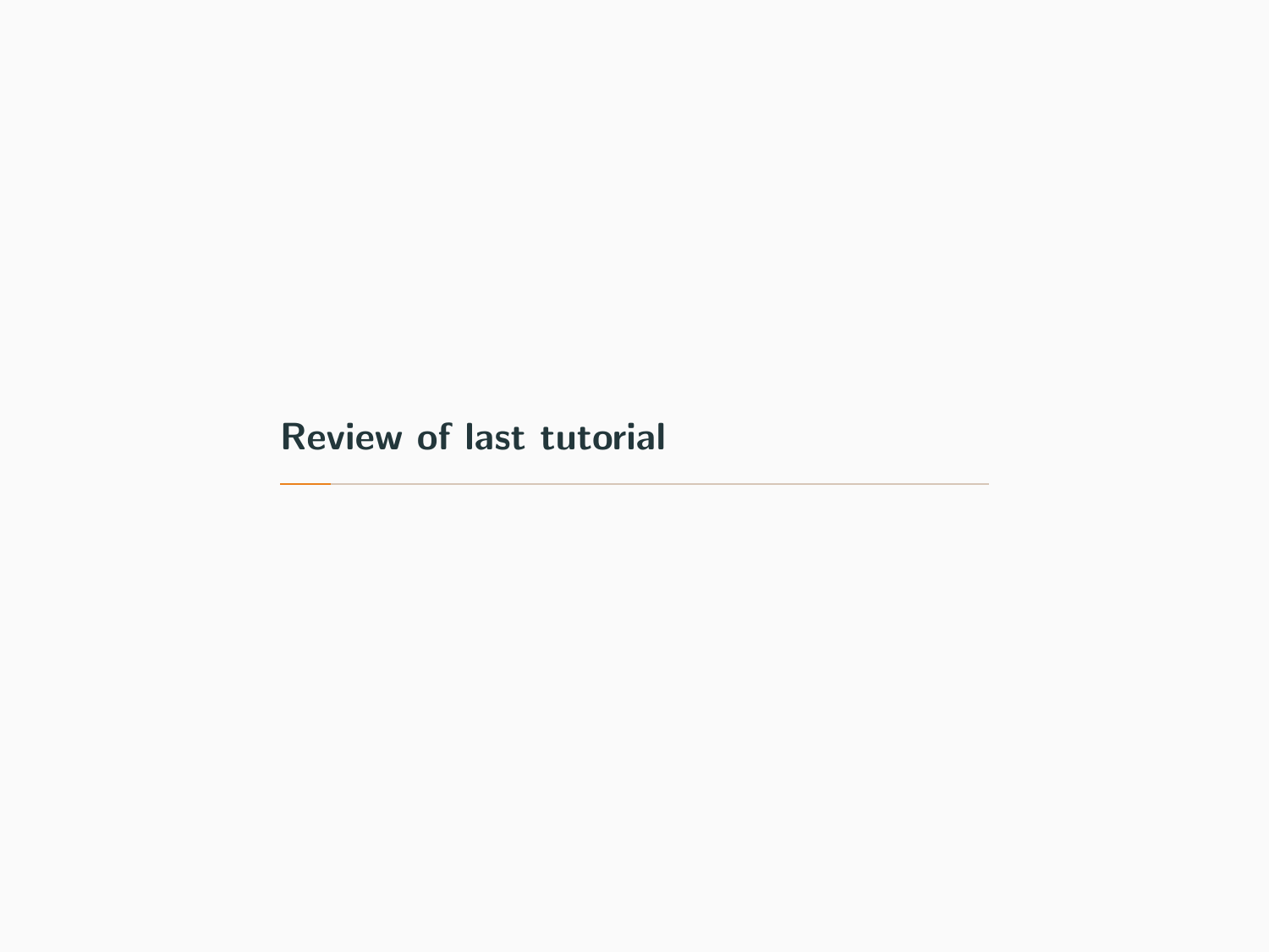# Review of last tutorial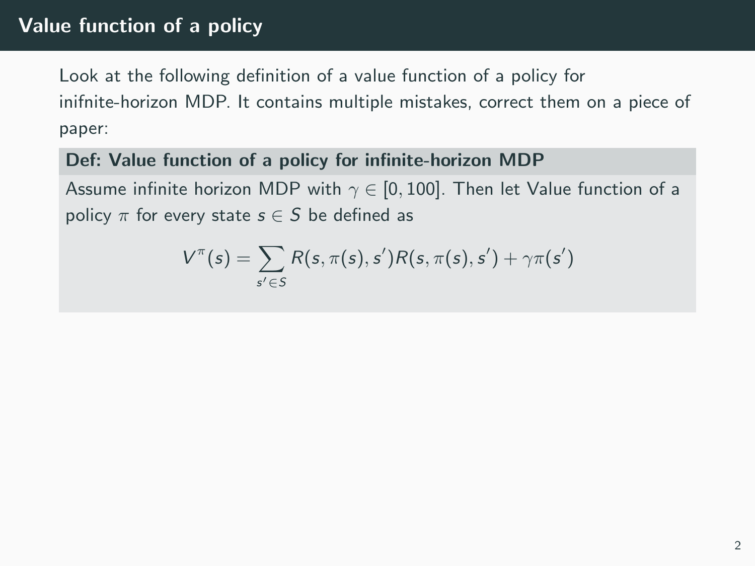## Value function of a policy

Look at the following definition of a value function of a policy for inifnite-horizon MDP. It contains multiple mistakes, correct them on a piece of paper:

**Def: Value function of a policy for infinite-horizon MDP**

Assume infinite horizon MDP with $\gamma \in [0, 100]$. Then let Value function of a policy $\pi$ for every state $s \in S$ be defined as

$$V^\pi(s) = \sum_{s' \in S} R(s, \pi(s), s') R(s, \pi(s), s') + \gamma \pi(s')$$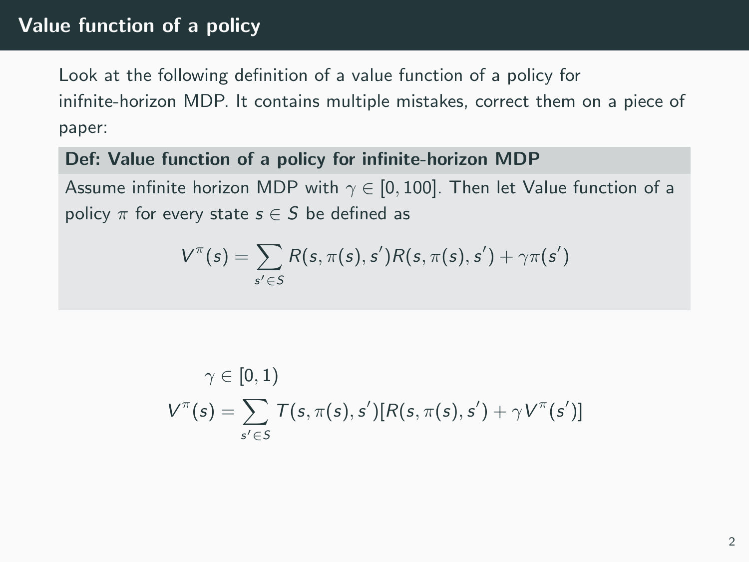## Value function of a policy

Look at the following definition of a value function of a policy for inifnite-horizon MDP. It contains multiple mistakes, correct them on a piece of paper:

**Def: Value function of a policy for infinite-horizon MDP**

Assume infinite horizon MDP with $\gamma \in [0, 100]$. Then let Value function of a policy $\pi$ for every state $s \in S$ be defined as

$$V^{\pi}(s) = \sum_{s' \in S} R(s, \pi(s), s') R(s, \pi(s), s') + \gamma \pi(s')$$

$$\gamma \in [0, 1)$$

$$V^{\pi}(s) = \sum_{s' \in S} T(s, \pi(s), s')[R(s, \pi(s), s') + \gamma V^{\pi}(s')]$$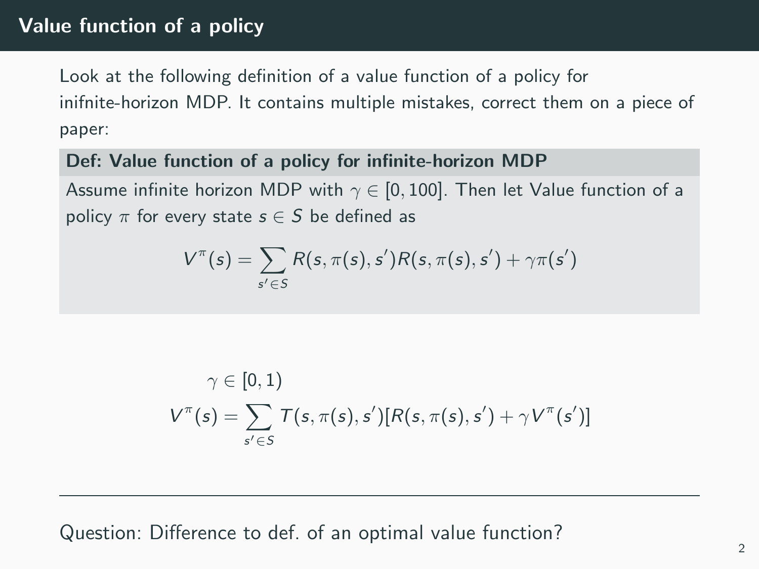# Value function of a policy

Look at the following definition of a value function of a policy for inifnite-horizon MDP. It contains multiple mistakes, correct them on a piece of paper:

**Def: Value function of a policy for infinite-horizon MDP**

Assume infinite horizon MDP with $\gamma \in [0, 100]$. Then let Value function of a policy $\pi$ for every state $s \in S$ be defined as

$$V^{\pi}(s) = \sum_{s' \in S} R(s, \pi(s), s') R(s, \pi(s), s') + \gamma \pi(s')$$

$$\gamma \in [0, 1)$$

$$V^{\pi}(s) = \sum_{s' \in S} T(s, \pi(s), s')[R(s, \pi(s), s') + \gamma V^{\pi}(s')]$$

---

Question: Difference to def. of an optimal value function?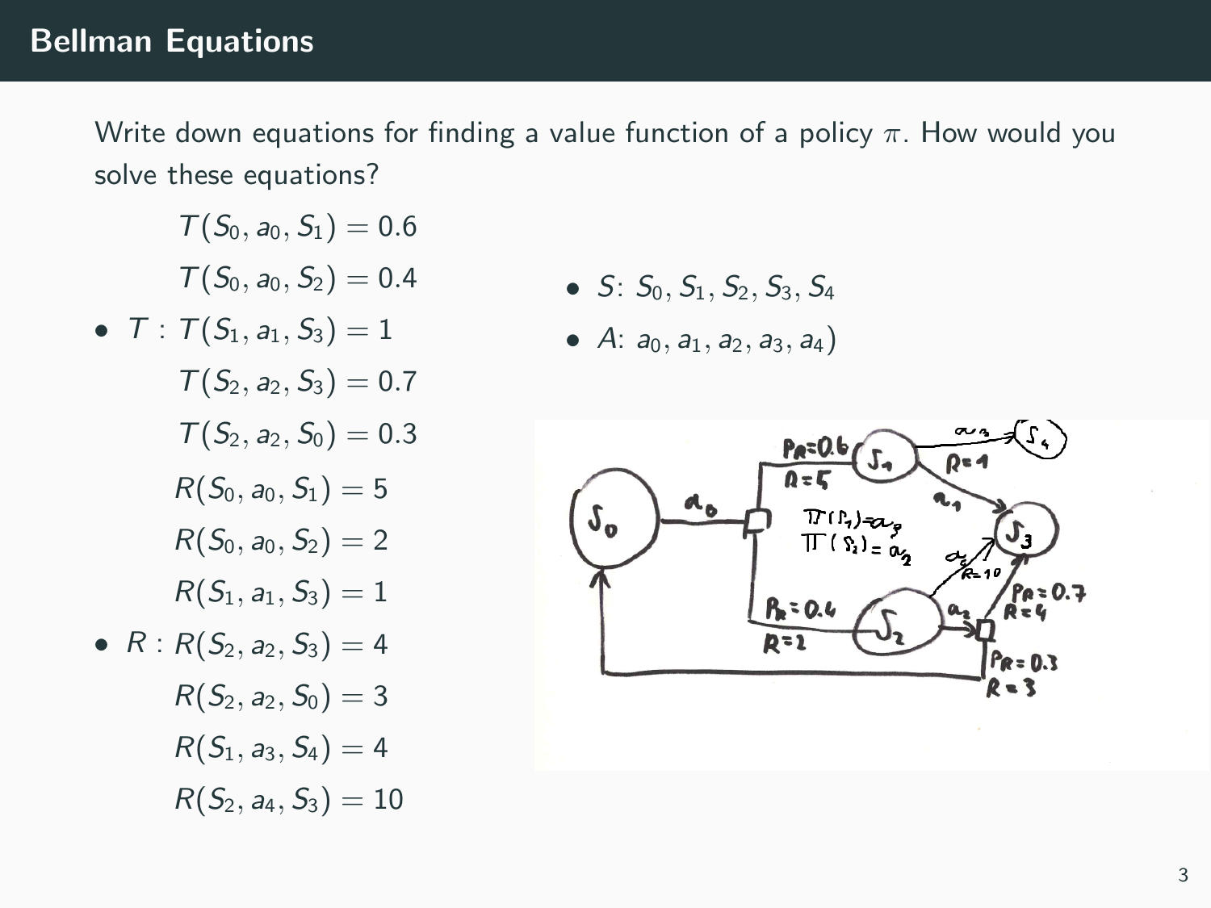## Bellman Equations

Write down equations for finding a value function of a policy $\pi$. How would you solve these equations?

- $T$ :
  - $T(S_0, a_0, S_1) = 0.6$
  - $T(S_0, a_0, S_2) = 0.4$
  - $T(S_1, a_1, S_3) = 1$
  - $T(S_2, a_2, S_3) = 0.7$
  - $T(S_2, a_2, S_0) = 0.3$
- $R$ :
  - $R(S_0, a_0, S_1) = 5$
  - $R(S_0, a_0, S_2) = 2$
  - $R(S_1, a_1, S_3) = 1$
  - $R(S_2, a_2, S_3) = 4$
  - $R(S_2, a_2, S_0) = 3$
  - $R(S_1, a_3, S_4) = 4$
  - $R(S_2, a_4, S_3) = 10$

- $S$: $S_0, S_1, S_2, S_3, S_4$
- $A$: $a_0, a_1, a_2, a_3, a_4$)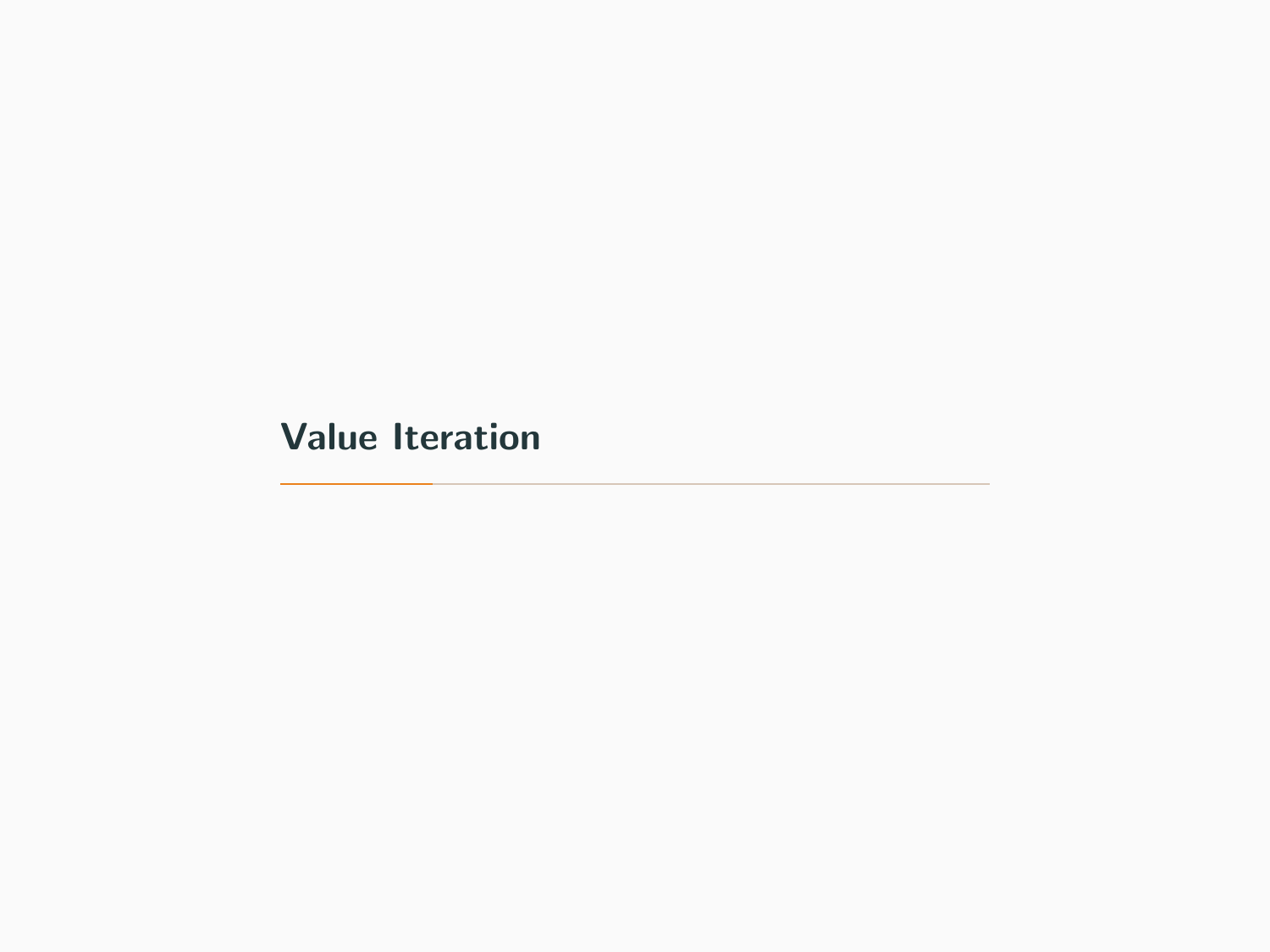# Value Iteration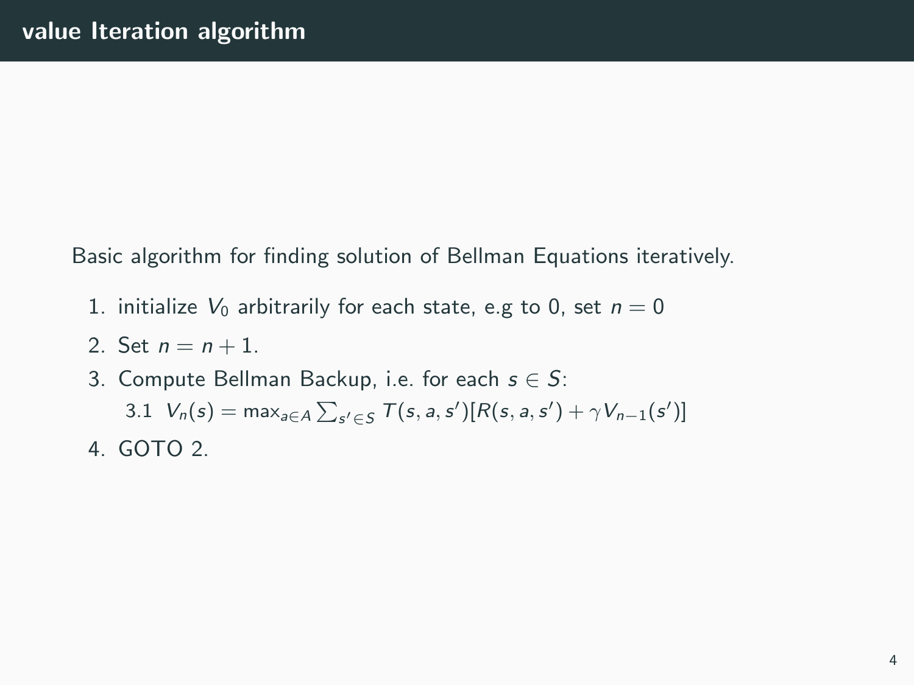## value Iteration algorithm

Basic algorithm for finding solution of Bellman Equations iteratively.

1. initialize $V_0$ arbitrarily for each state, e.g to 0, set $n = 0$
2. Set $n = n + 1$.
3. Compute Bellman Backup, i.e. for each $s \in S$:
   3.1 $V_n(s) = \max_{a \in A} \sum_{s' \in S} T(s, a, s')[R(s, a, s') + \gamma V_{n-1}(s')]$
4. GOTO 2.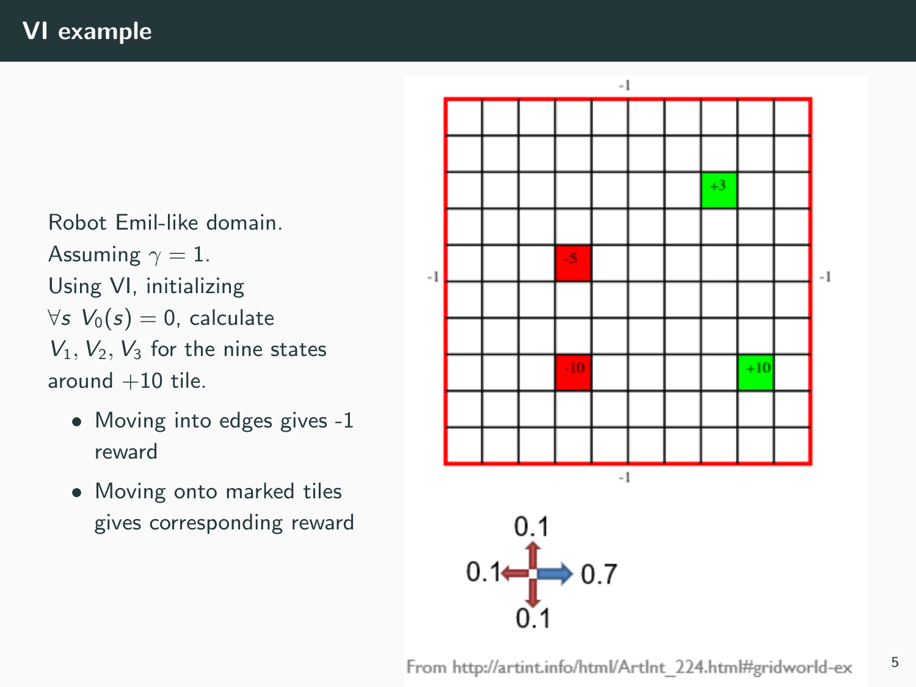# VI example

Robot Emil-like domain.
Assuming $\gamma = 1$.
Using VI, initializing $\forall s \; V_0(s) = 0$, calculate $V_1, V_2, V_3$ for the nine states around +10 tile.

- Moving into edges gives -1 reward
- Moving onto marked tiles gives corresponding reward

From http://artint.info/html/ArtInt_224.html#gridworld-ex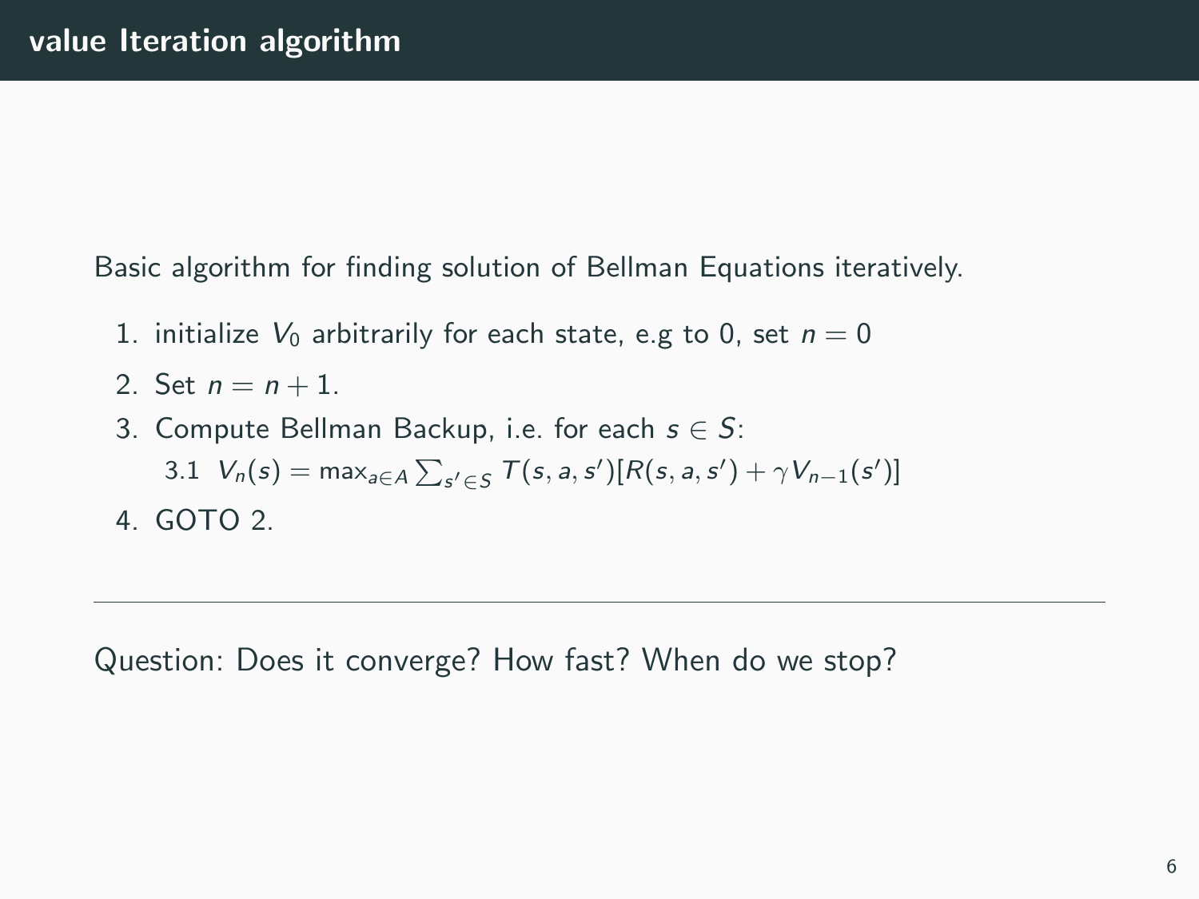## value Iteration algorithm

Basic algorithm for finding solution of Bellman Equations iteratively.

1. initialize $V_0$ arbitrarily for each state, e.g to 0, set $n = 0$
2. Set $n = n + 1$.
3. Compute Bellman Backup, i.e. for each $s \in S$:
   3.1 $V_n(s) = \max_{a \in A} \sum_{s' \in S} T(s, a, s')[R(s, a, s') + \gamma V_{n-1}(s')]$
4. GOTO 2.

---

Question: Does it converge? How fast? When do we stop?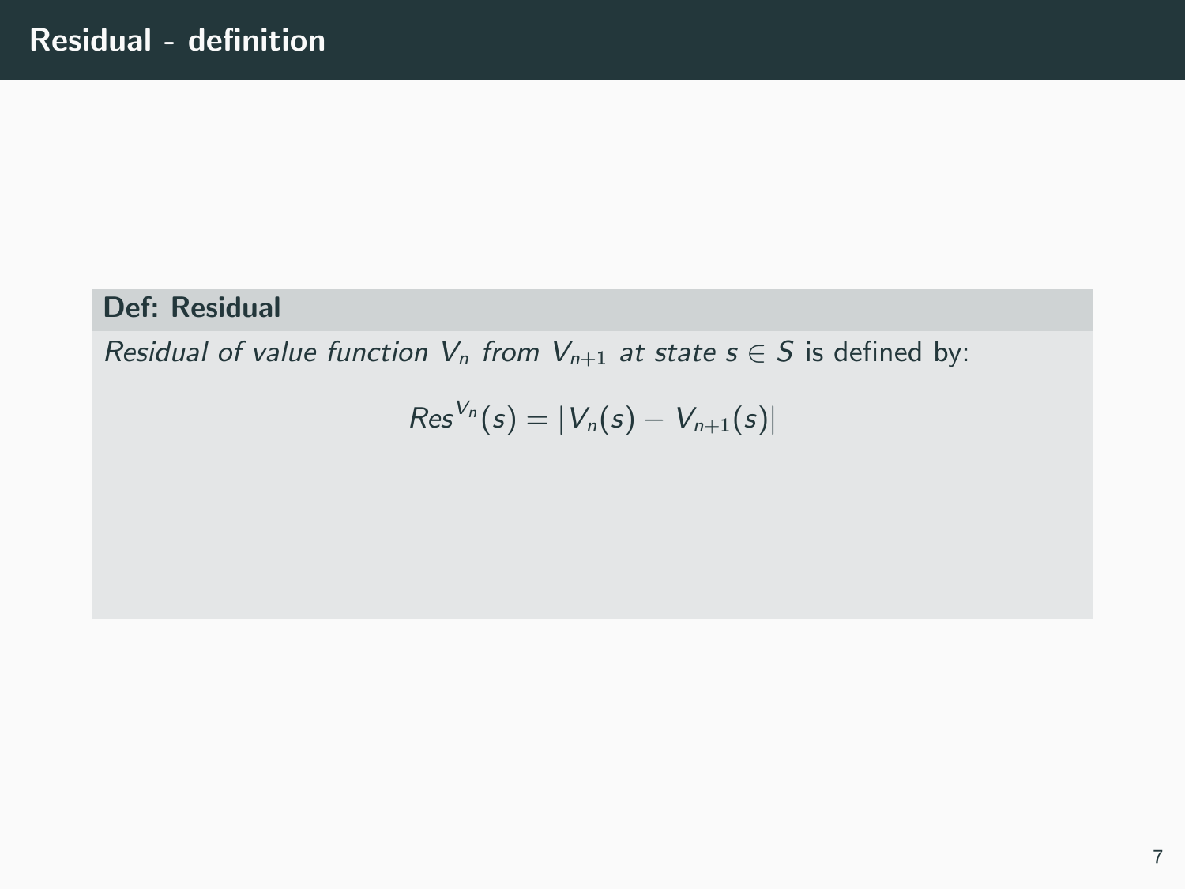# Residual - definition

**Def: Residual**

*Residual of value function $V_n$ from $V_{n+1}$ at state $s \in S$* is defined by:

$$Res^{V_n}(s) = |V_n(s) - V_{n+1}(s)|$$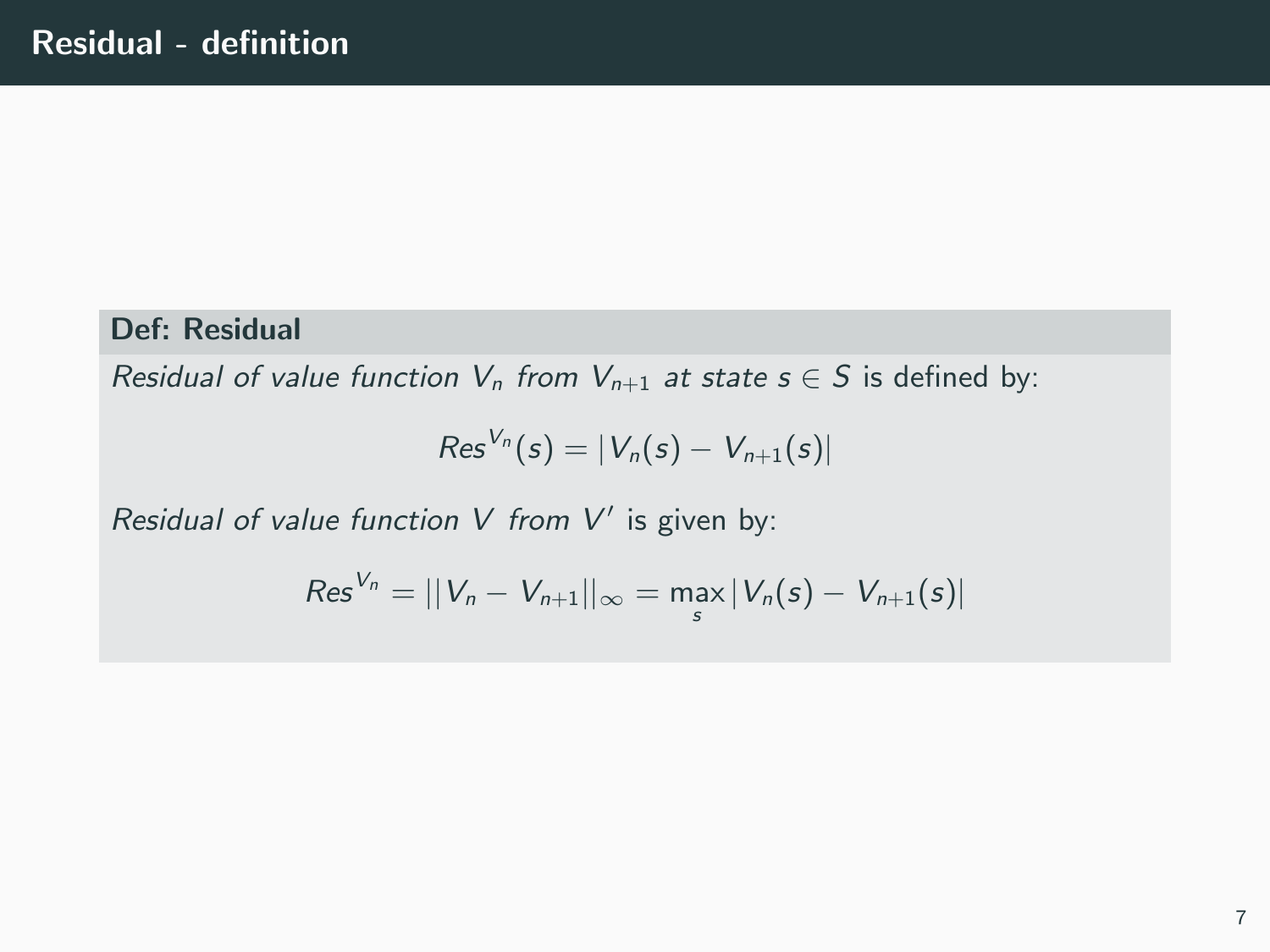# Residual - definition

**Def: Residual**

*Residual of value function $V_n$ from $V_{n+1}$ at state $s \in S$* is defined by:

$$Res^{V_n}(s) = |V_n(s) - V_{n+1}(s)|$$

*Residual of value function $V$ from $V'$* is given by:

$$Res^{V_n} = ||V_n - V_{n+1}||_\infty = \max_s |V_n(s) - V_{n+1}(s)|$$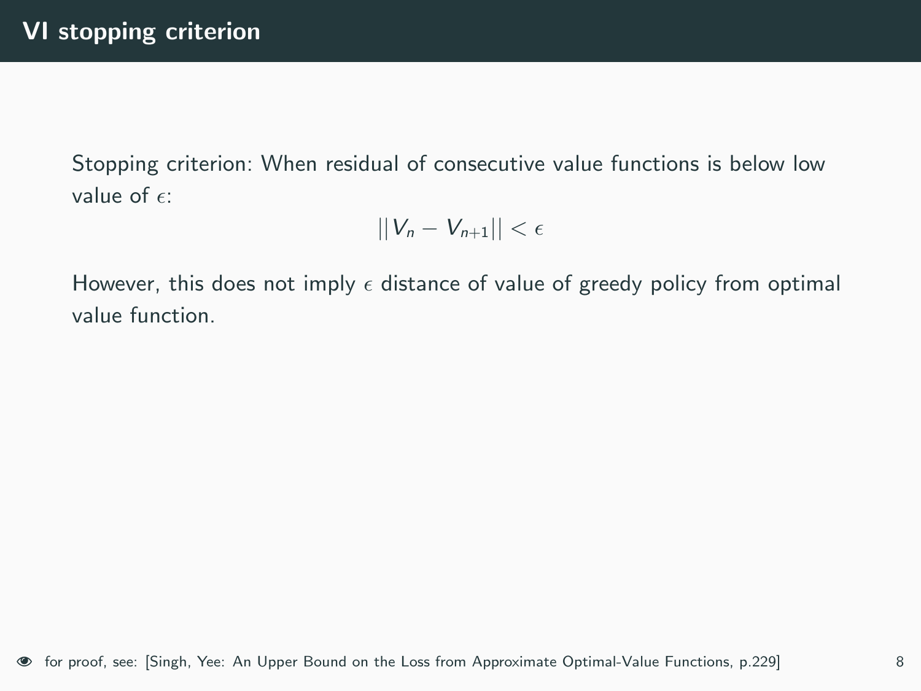# VI stopping criterion

Stopping criterion: When residual of consecutive value functions is below low value of $\epsilon$:

$$||V_n - V_{n+1}|| < \epsilon$$

However, this does not imply $\epsilon$ distance of value of greedy policy from optimal value function.

for proof, see: [Singh, Yee: An Upper Bound on the Loss from Approximate Optimal-Value Functions, p.229]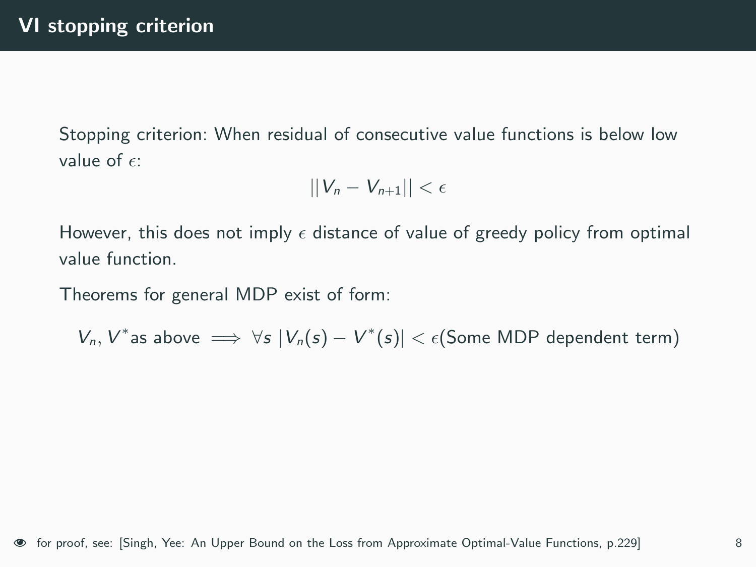## VI stopping criterion

Stopping criterion: When residual of consecutive value functions is below low value of $\epsilon$:

$$||V_n - V_{n+1}|| < \epsilon$$

However, this does not imply $\epsilon$ distance of value of greedy policy from optimal value function.

Theorems for general MDP exist of form:

$$V_n, V^* \text{as above} \implies \forall s \ |V_n(s) - V^*(s)| < \epsilon(\text{Some MDP dependent term})$$

for proof, see: [Singh, Yee: An Upper Bound on the Loss from Approximate Optimal-Value Functions, p.229]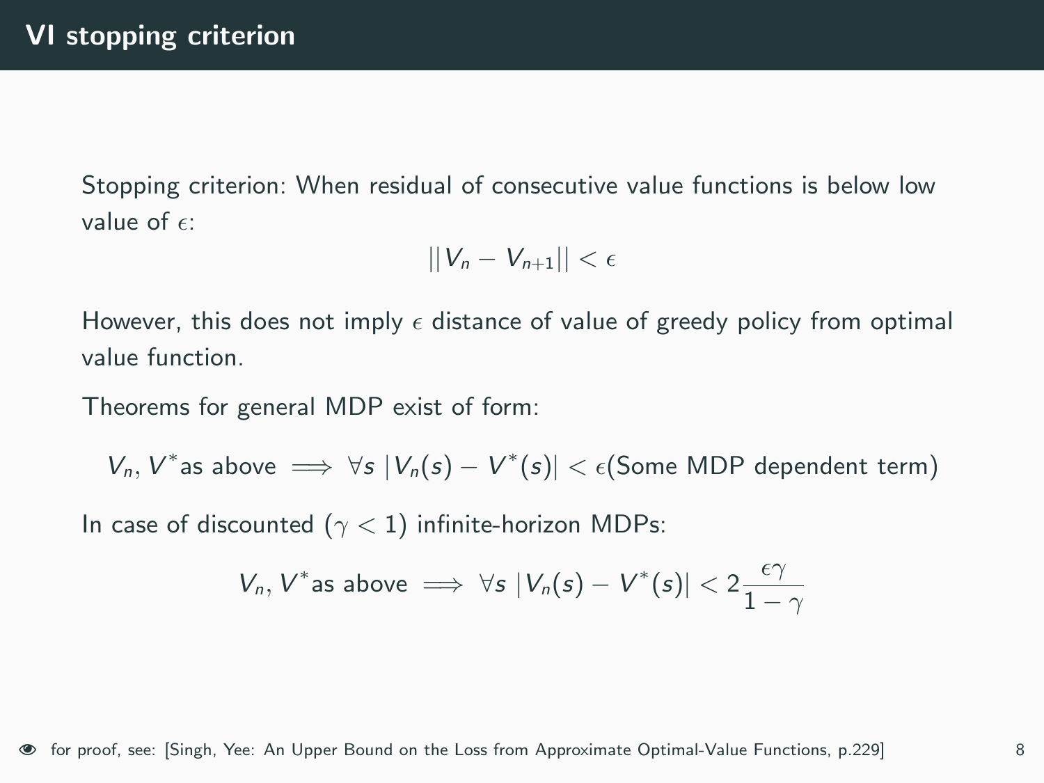# VI stopping criterion

Stopping criterion: When residual of consecutive value functions is below low value of $\epsilon$:

$$||V_n - V_{n+1}|| < \epsilon$$

However, this does not imply $\epsilon$ distance of value of greedy policy from optimal value function.

Theorems for general MDP exist of form:

$$V_n, V^* \text{as above} \implies \forall s \ |V_n(s) - V^*(s)| < \epsilon(\text{Some MDP dependent term})$$

In case of discounted ($\gamma < 1$) infinite-horizon MDPs:

$$V_n, V^* \text{as above} \implies \forall s \ |V_n(s) - V^*(s)| < 2\frac{\epsilon\gamma}{1-\gamma}$$

for proof, see: [Singh, Yee: An Upper Bound on the Loss from Approximate Optimal-Value Functions, p.229]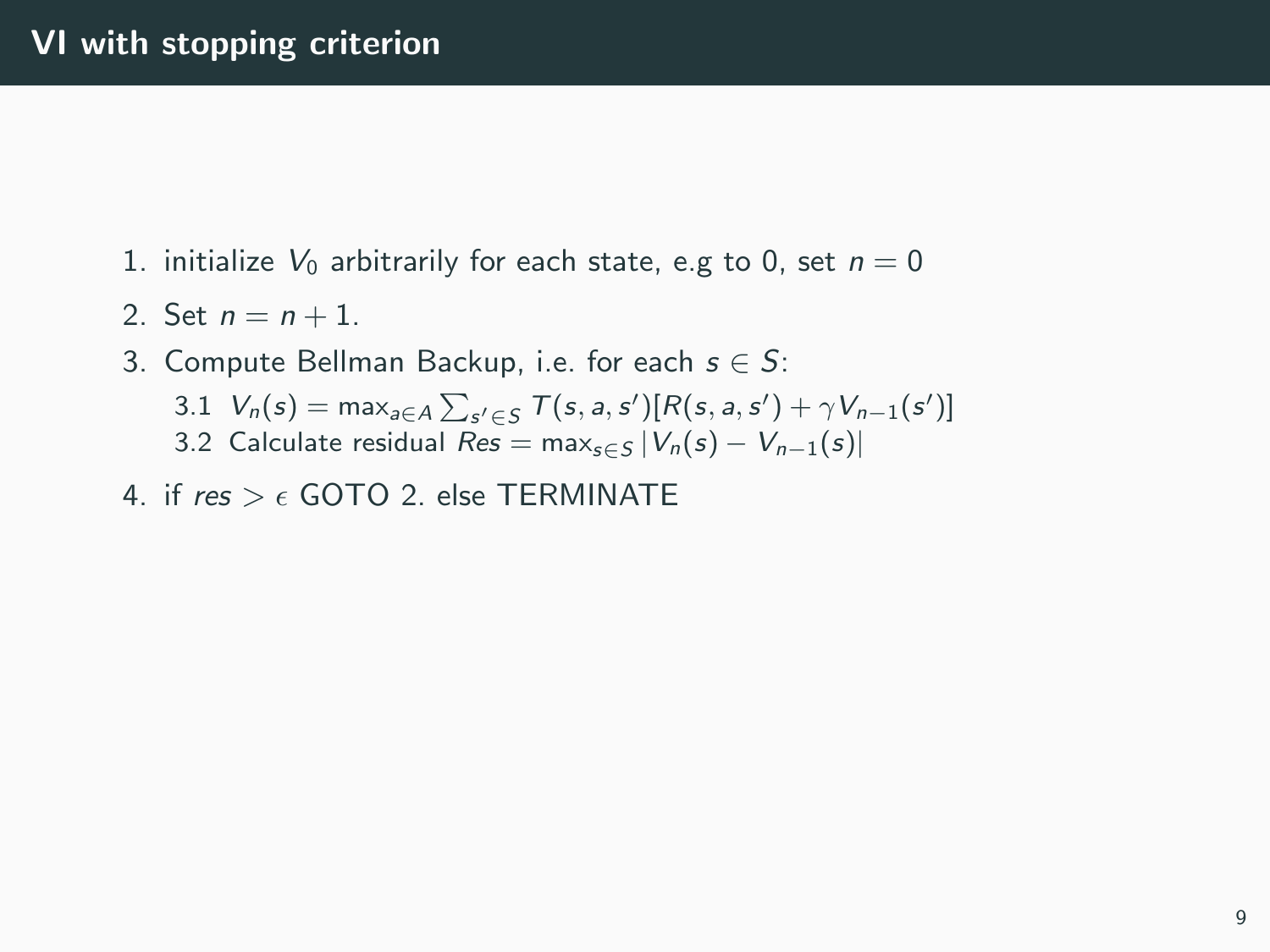# VI with stopping criterion

1. initialize $V_0$ arbitrarily for each state, e.g to 0, set $n = 0$
2. Set $n = n + 1$.
3. Compute Bellman Backup, i.e. for each $s \in S$:
   3.1 $V_n(s) = \max_{a \in A} \sum_{s' \in S} T(s, a, s')[R(s, a, s') + \gamma V_{n-1}(s')]$
   3.2 Calculate residual $Res = \max_{s \in S} |V_n(s) - V_{n-1}(s)|$
4. if $res > \epsilon$ GOTO 2. else TERMINATE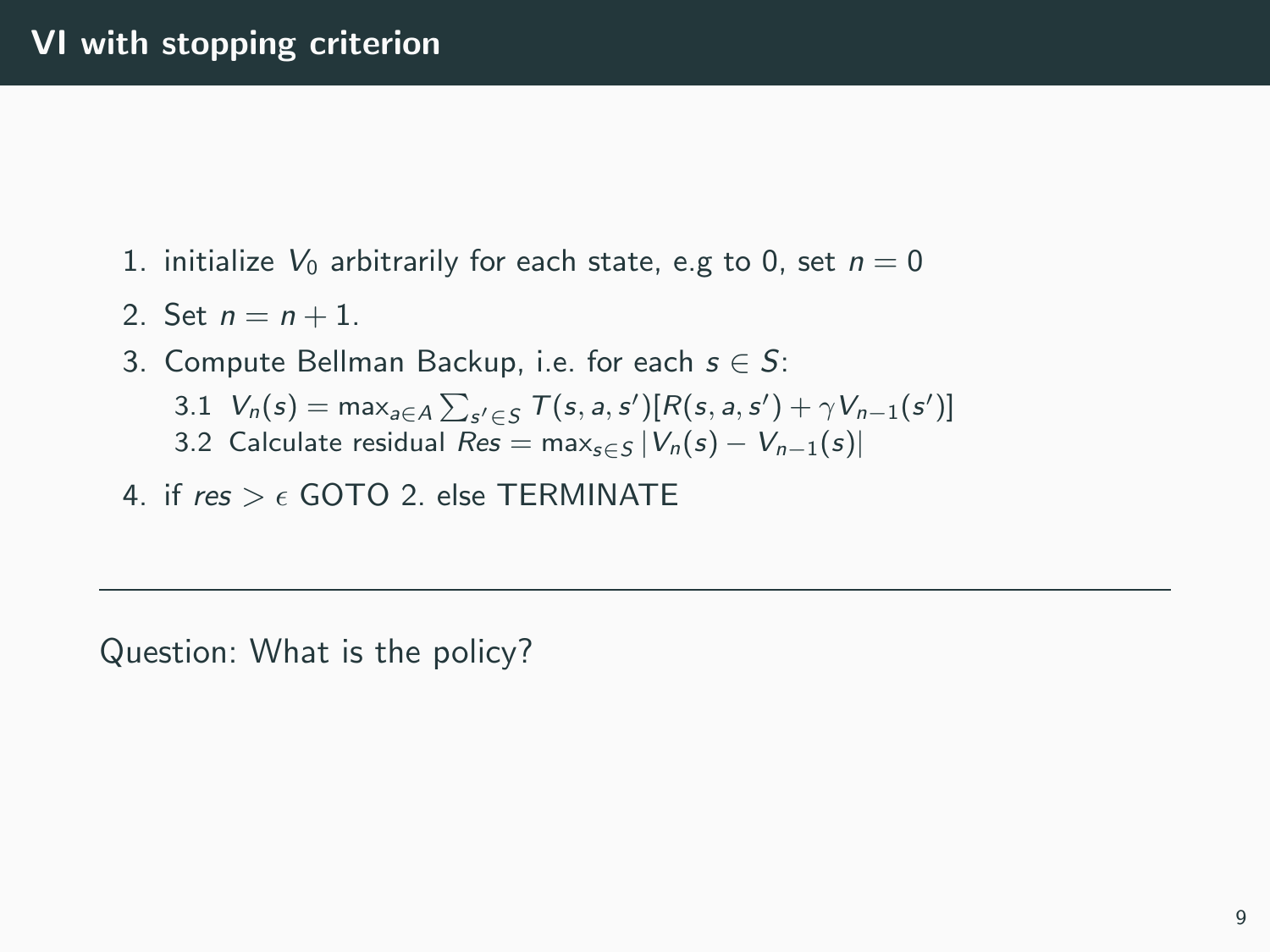# VI with stopping criterion

1. initialize $V_0$ arbitrarily for each state, e.g to 0, set $n = 0$
2. Set $n = n + 1$.
3. Compute Bellman Backup, i.e. for each $s \in S$:
   3.1 $V_n(s) = \max_{a \in A} \sum_{s' \in S} T(s, a, s')[R(s, a, s') + \gamma V_{n-1}(s')]$
   3.2 Calculate residual $Res = \max_{s \in S} |V_n(s) - V_{n-1}(s)|$
4. if $res > \epsilon$ GOTO 2. else TERMINATE

---

Question: What is the policy?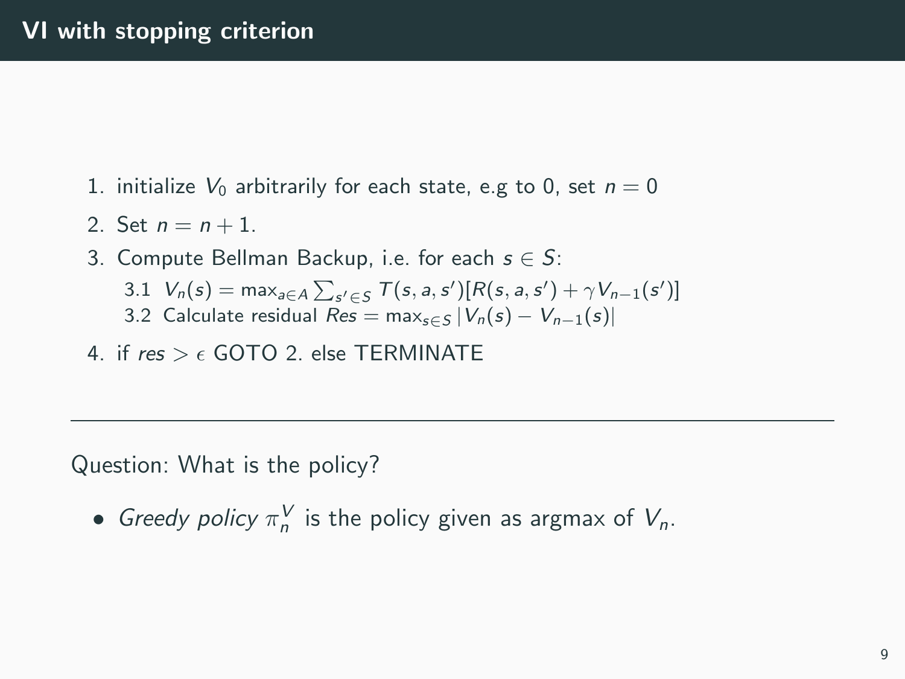# VI with stopping criterion

1. initialize $V_0$ arbitrarily for each state, e.g to 0, set $n = 0$
2. Set $n = n + 1$.
3. Compute Bellman Backup, i.e. for each $s \in S$:
    1. $V_n(s) = \max_{a \in A} \sum_{s' \in S} T(s, a, s')[R(s, a, s') + \gamma V_{n-1}(s')]$
    2. Calculate residual $Res = \max_{s \in S} |V_n(s) - V_{n-1}(s)|$
4. if $res > \epsilon$ GOTO 2. else TERMINATE

---

Question: What is the policy?

- *Greedy policy* $\pi_n^V$ is the policy given as argmax of $V_n$.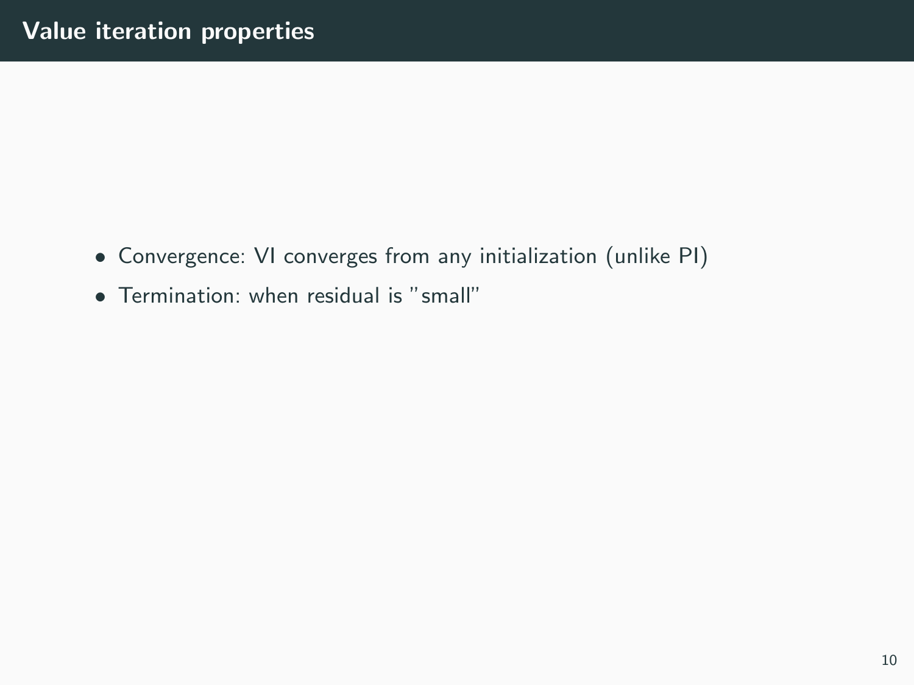## Value iteration properties

- Convergence: VI converges from any initialization (unlike PI)
- Termination: when residual is "small"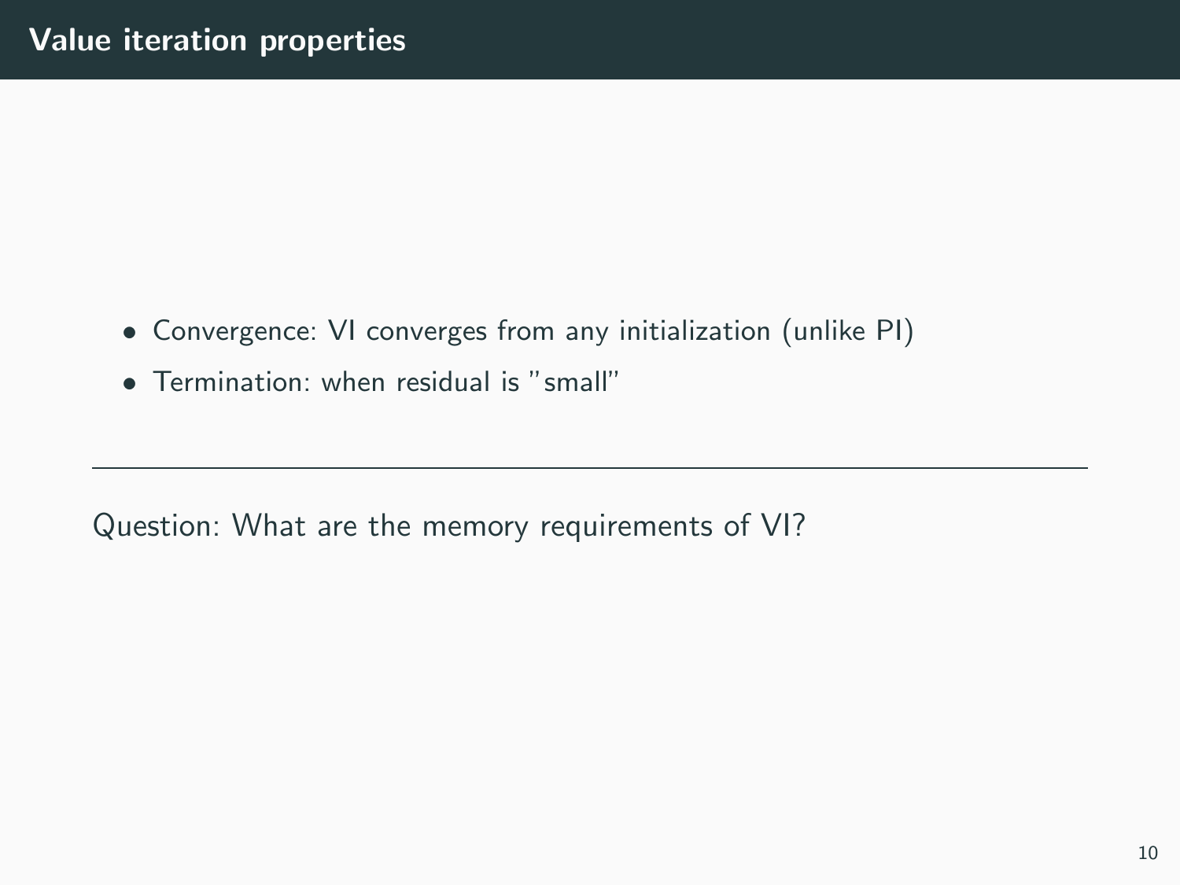## Value iteration properties

- Convergence: VI converges from any initialization (unlike PI)
- Termination: when residual is "small"

---

Question: What are the memory requirements of VI?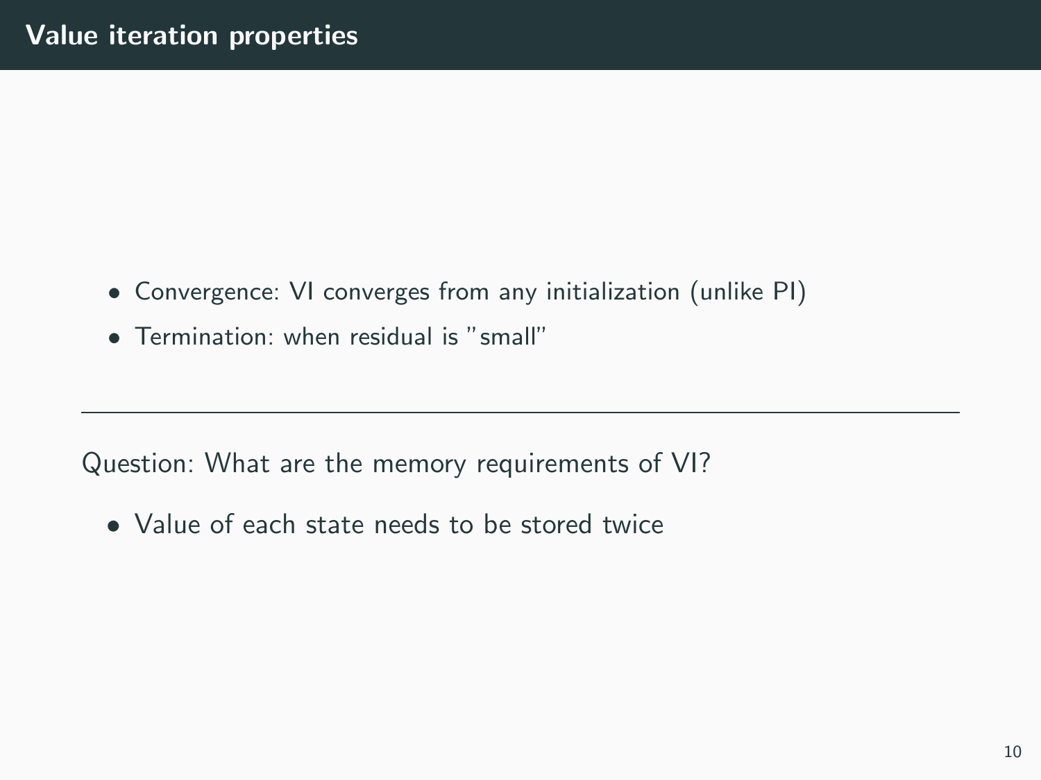## Value iteration properties

- Convergence: VI converges from any initialization (unlike PI)
- Termination: when residual is "small"

---

Question: What are the memory requirements of VI?

- Value of each state needs to be stored twice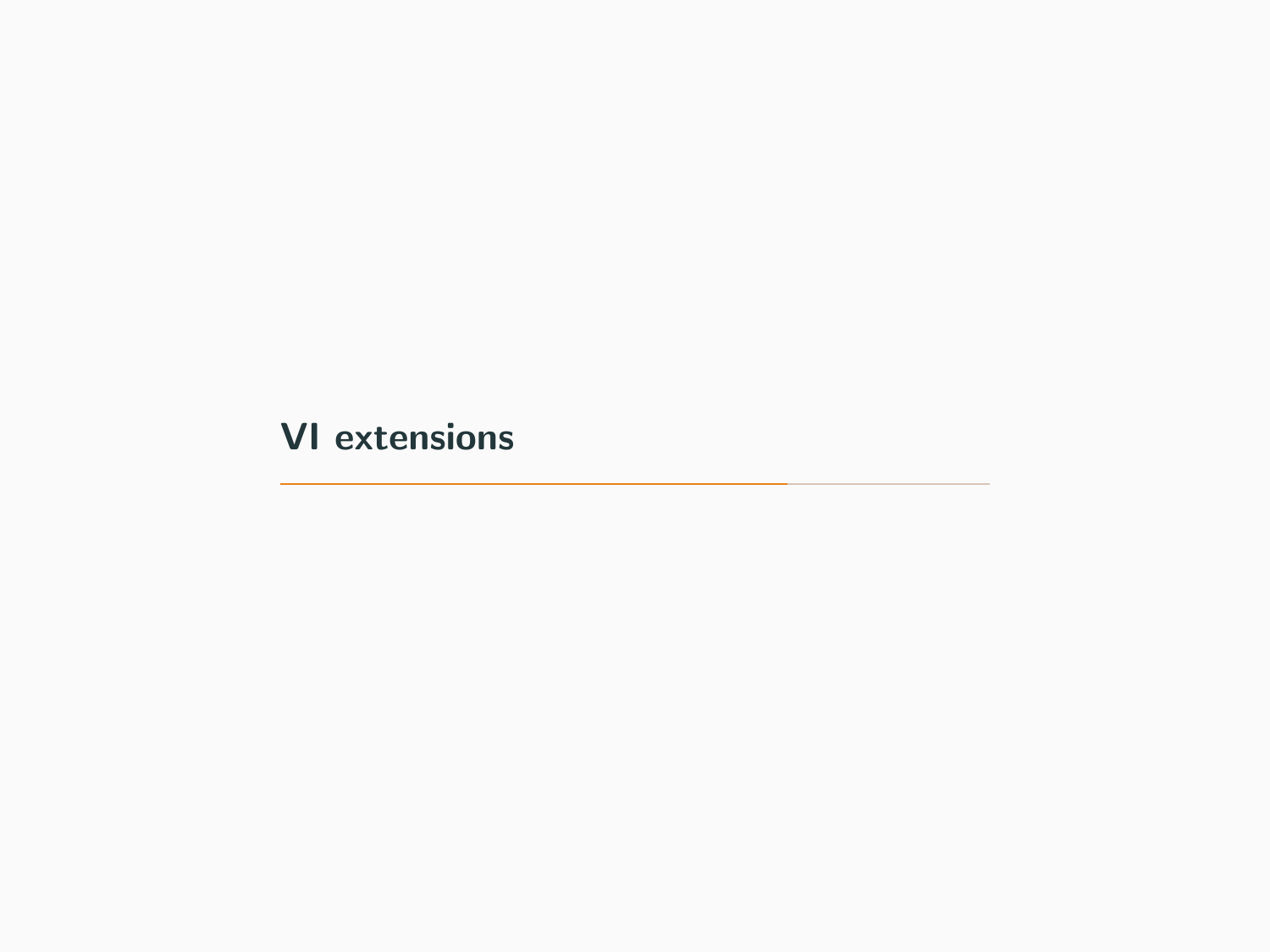# VI extensions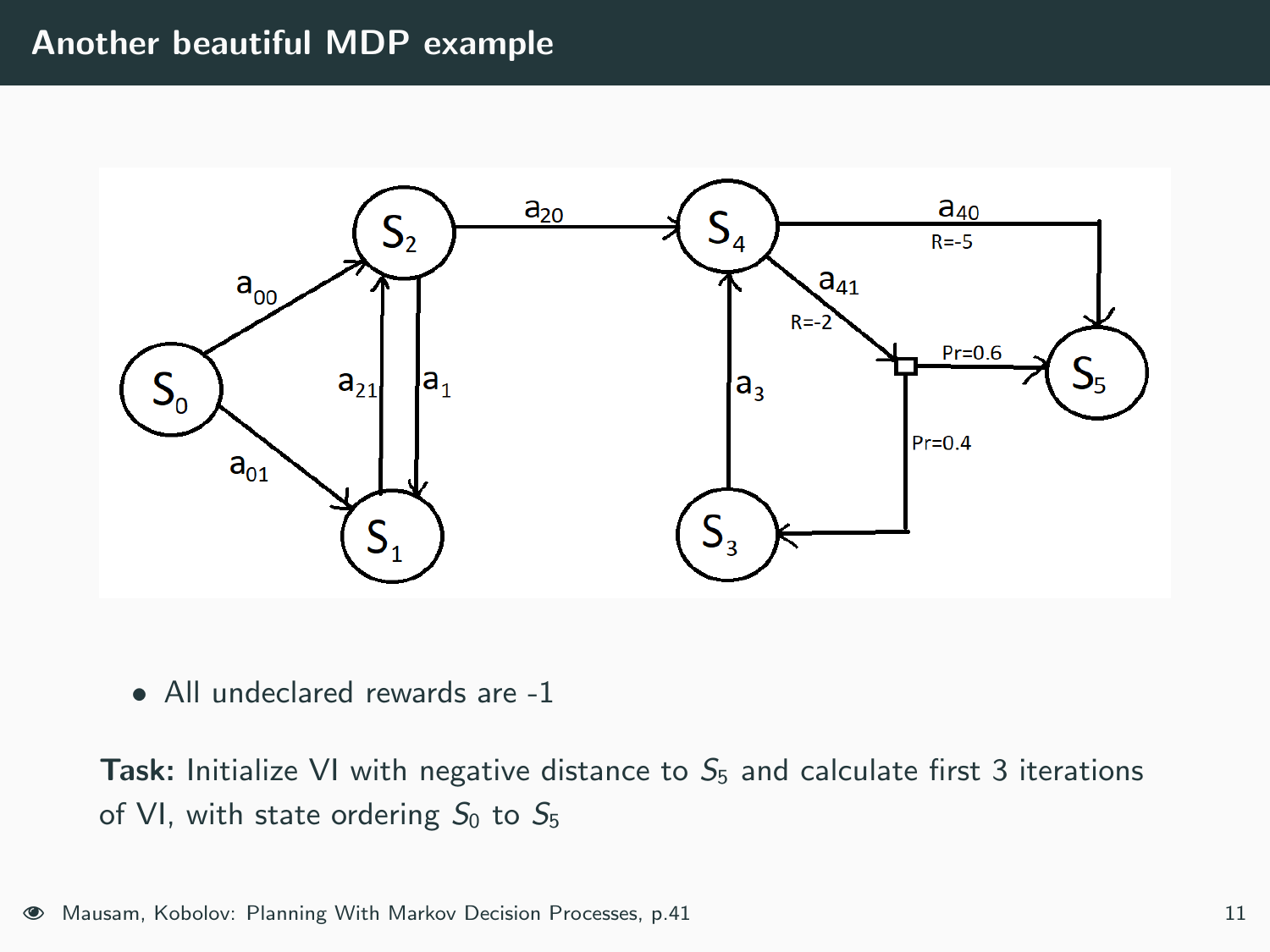# Another beautiful MDP example

- All undeclared rewards are -1

**Task:** Initialize VI with negative distance to $S_5$ and calculate first 3 iterations of VI, with state ordering $S_0$ to $S_5$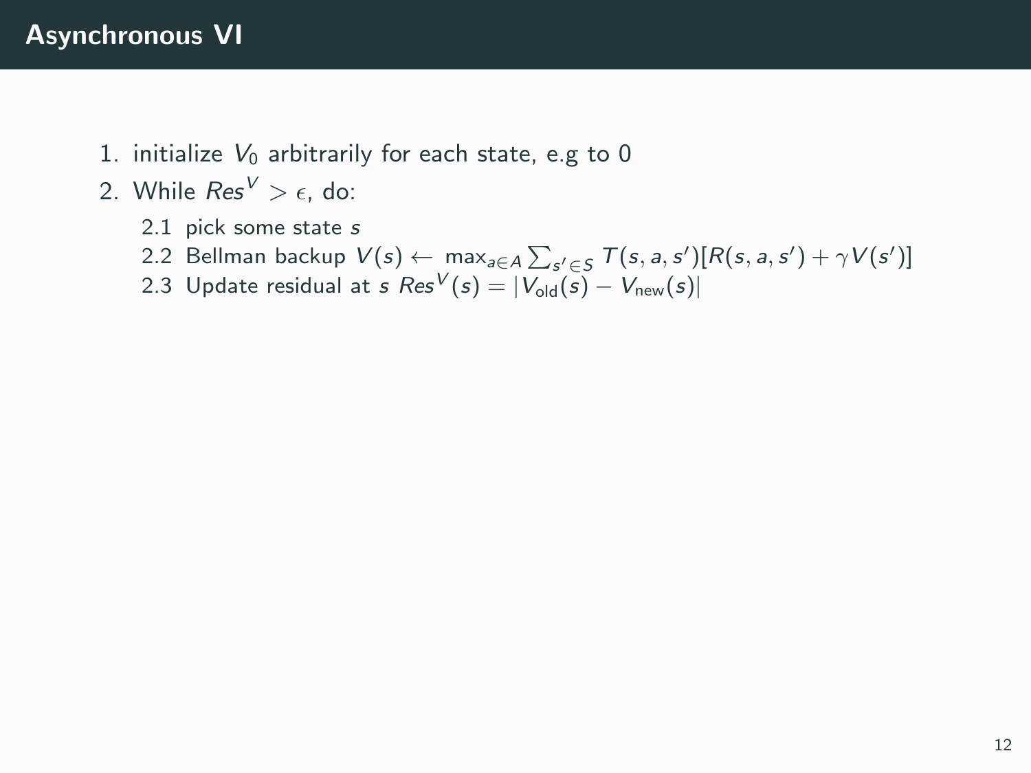# Asynchronous VI

1. initialize $V_0$ arbitrarily for each state, e.g to 0
2. While $Res^V > \epsilon$, do:
   2.1 pick some state $s$
   2.2 Bellman backup $V(s) \leftarrow \max_{a \in A} \sum_{s' \in S} T(s, a, s')[R(s, a, s') + \gamma V(s')]$
   2.3 Update residual at $s$ $Res^V(s) = |V_{\text{old}}(s) - V_{\text{new}}(s)|$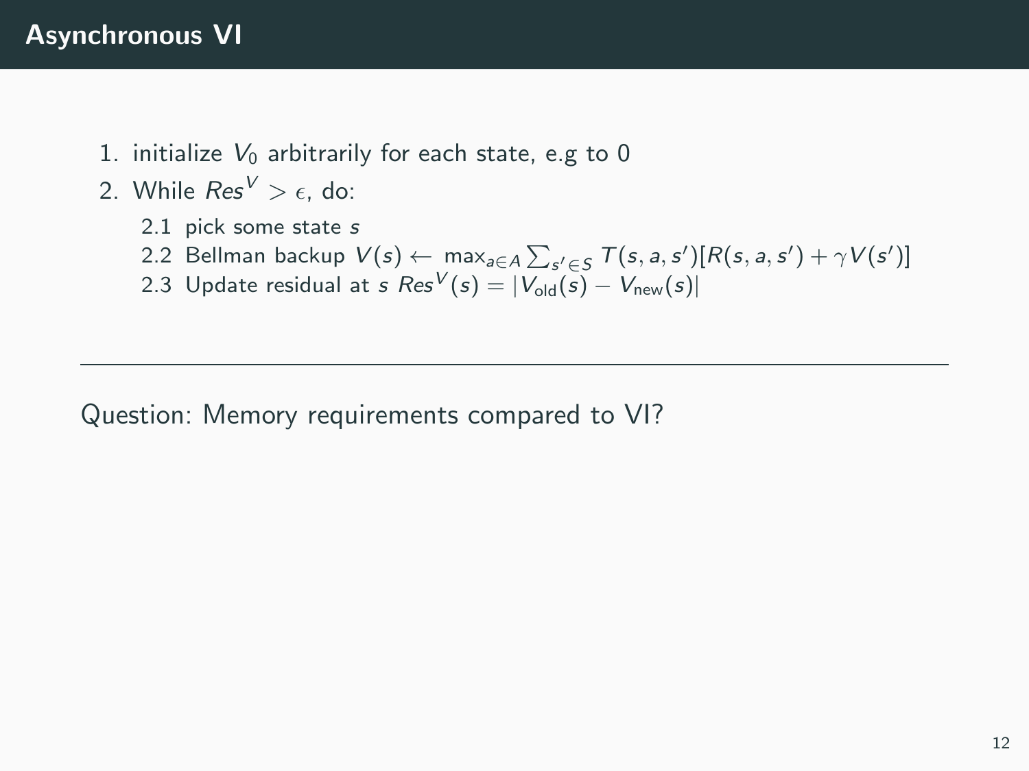# Asynchronous VI

1. initialize $V_0$ arbitrarily for each state, e.g to 0
2. While $Res^V > \epsilon$, do:
   2.1 pick some state $s$
   2.2 Bellman backup $V(s) \leftarrow \max_{a \in A} \sum_{s' \in S} T(s, a, s')[R(s, a, s') + \gamma V(s')]$
   2.3 Update residual at $s$ $Res^V(s) = |V_{\text{old}}(s) - V_{\text{new}}(s)|$

---

Question: Memory requirements compared to VI?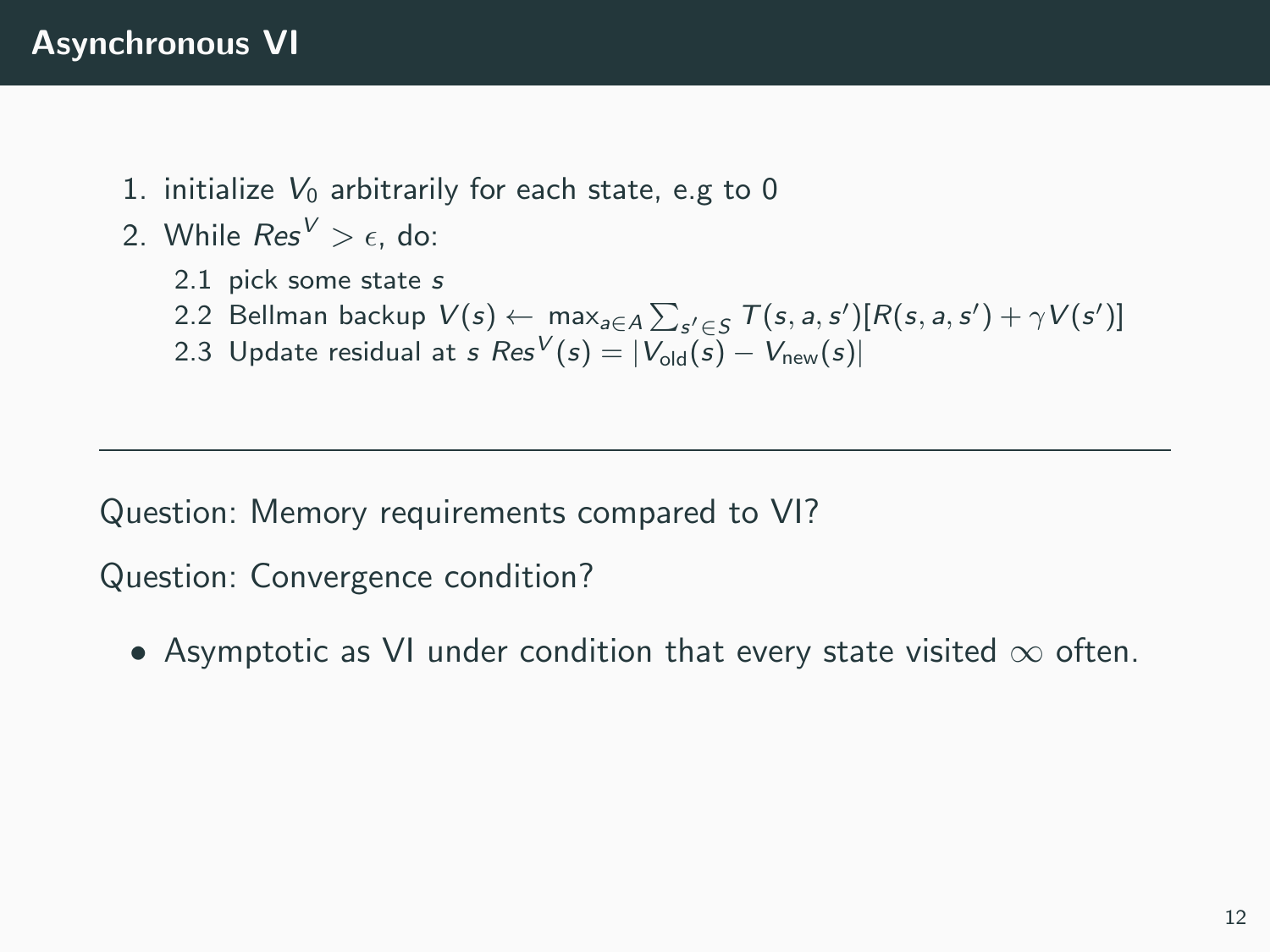# Asynchronous VI

1. initialize $V_0$ arbitrarily for each state, e.g to 0
2. While $Res^V > \epsilon$, do:
   2.1 pick some state $s$
   2.2 Bellman backup $V(s) \leftarrow \max_{a \in A} \sum_{s' \in S} T(s, a, s')[R(s, a, s') + \gamma V(s')]$
   2.3 Update residual at $s$ $Res^V(s) = |V_{\text{old}}(s) - V_{\text{new}}(s)|$

---

Question: Memory requirements compared to VI?

Question: Convergence condition?

- Asymptotic as VI under condition that every state visited $\infty$ often.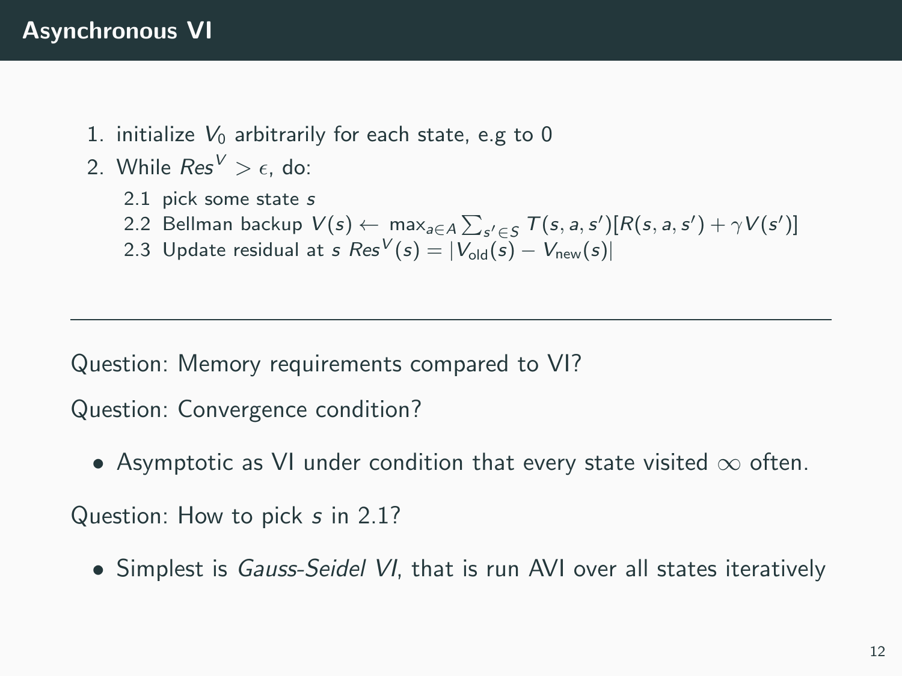# Asynchronous VI

1. initialize $V_0$ arbitrarily for each state, e.g to 0
2. While $Res^V > \epsilon$, do:
   2.1 pick some state $s$
   2.2 Bellman backup $V(s) \leftarrow \max_{a \in A} \sum_{s' \in S} T(s, a, s')[R(s, a, s') + \gamma V(s')]$
   2.3 Update residual at $s$ $Res^V(s) = |V_{\text{old}}(s) - V_{\text{new}}(s)|$

---

Question: Memory requirements compared to VI?

Question: Convergence condition?

- Asymptotic as VI under condition that every state visited $\infty$ often.

Question: How to pick $s$ in 2.1?

- Simplest is *Gauss-Seidel VI*, that is run AVI over all states iteratively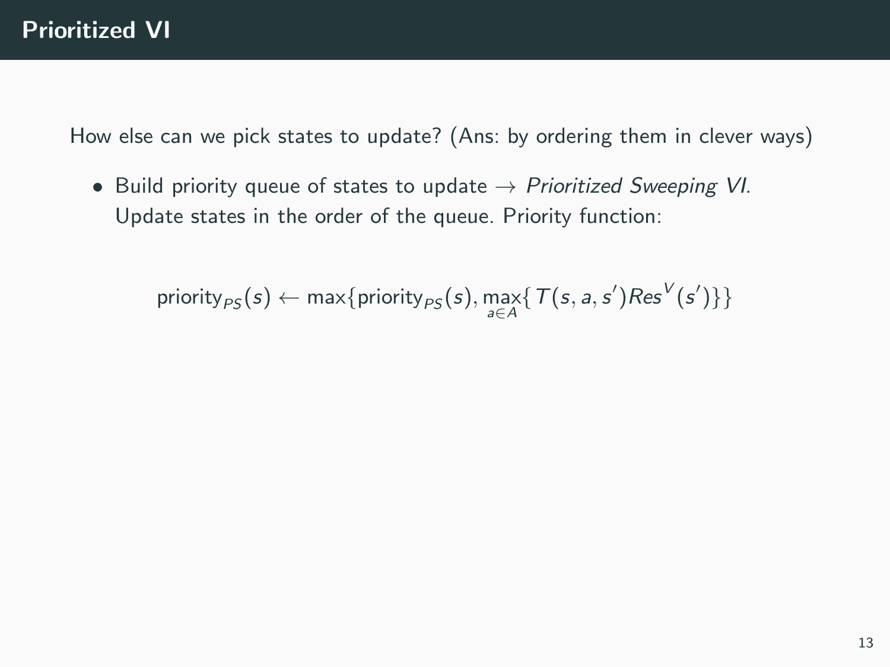# Prioritized VI

How else can we pick states to update? (Ans: by ordering them in clever ways)

- Build priority queue of states to update → *Prioritized Sweeping VI*. Update states in the order of the queue. Priority function:

$$\text{priority}_{PS}(s) \leftarrow \max\{\text{priority}_{PS}(s), \max_{a \in A}\{T(s,a,s')Res^{V}(s')\}\}$$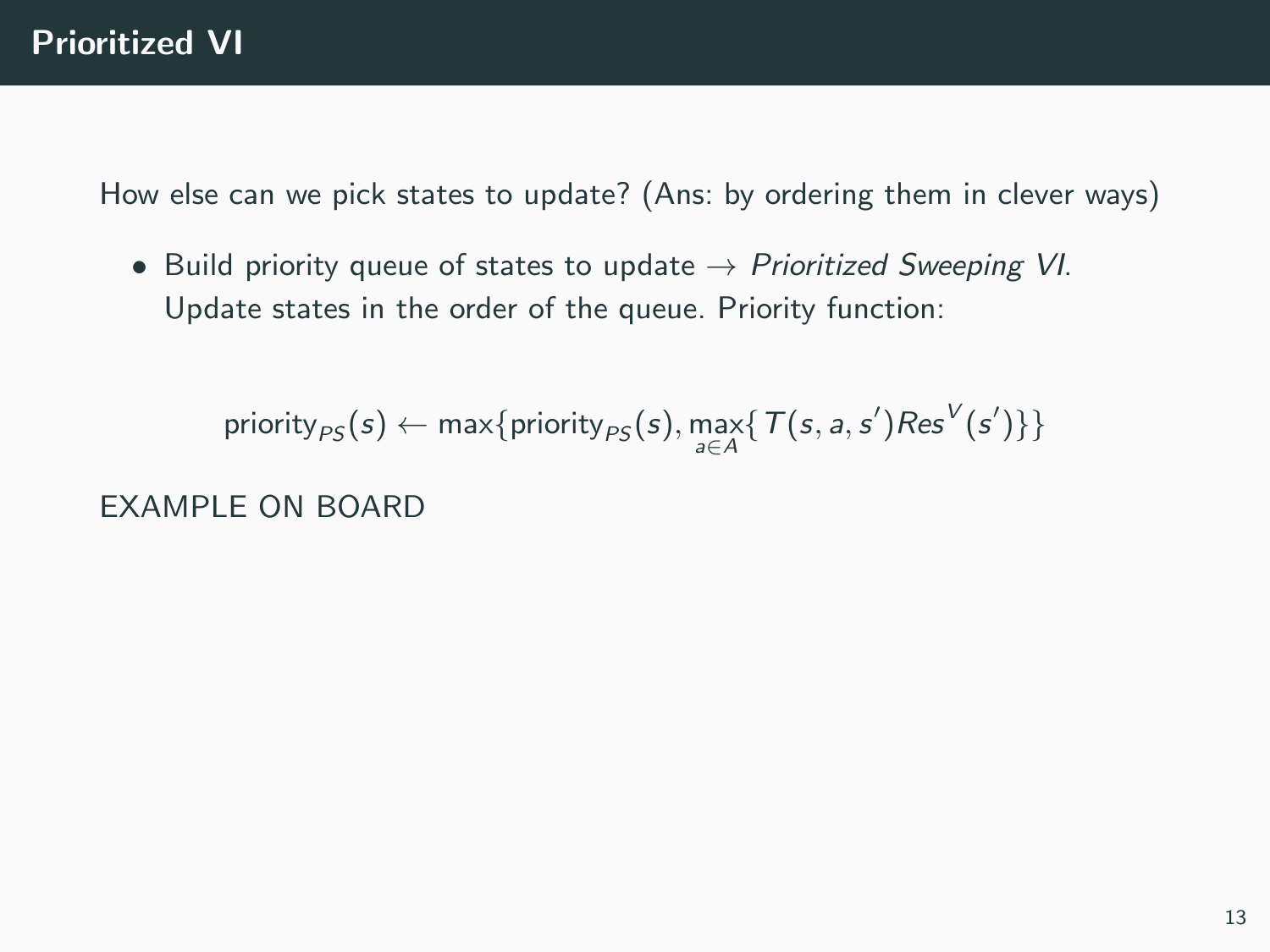# Prioritized VI

How else can we pick states to update? (Ans: by ordering them in clever ways)

- Build priority queue of states to update → *Prioritized Sweeping VI*. Update states in the order of the queue. Priority function:

$$\text{priority}_{PS}(s) \leftarrow \max\{\text{priority}_{PS}(s), \max_{a \in A}\{T(s, a, s')Res^V(s')\}\}$$

EXAMPLE ON BOARD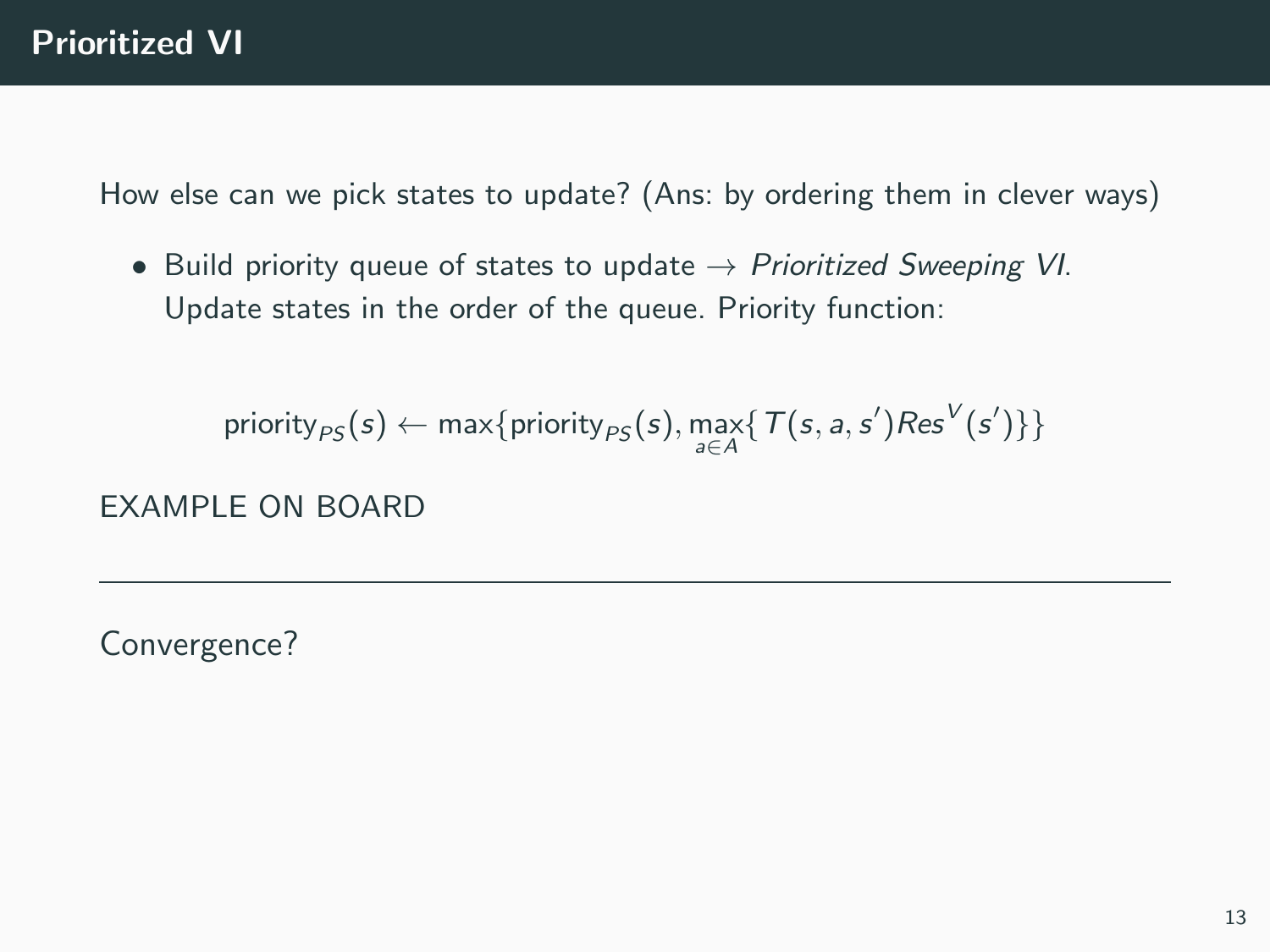# Prioritized VI

How else can we pick states to update? (Ans: by ordering them in clever ways)

- Build priority queue of states to update → *Prioritized Sweeping VI*. Update states in the order of the queue. Priority function:

$$\text{priority}_{PS}(s) \leftarrow \max\{\text{priority}_{PS}(s), \max_{a \in A}\{T(s,a,s')Res^V(s')\}\}$$

EXAMPLE ON BOARD

---

Convergence?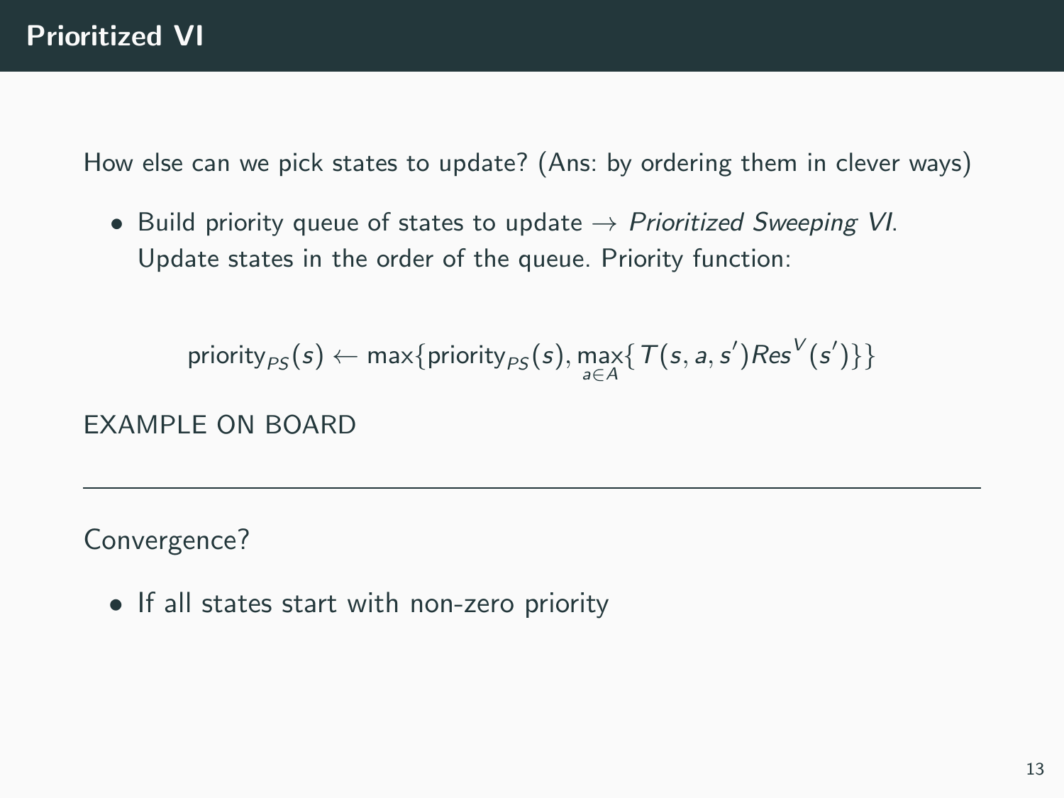# Prioritized VI

How else can we pick states to update? (Ans: by ordering them in clever ways)

- Build priority queue of states to update → *Prioritized Sweeping VI*. Update states in the order of the queue. Priority function:

$$\text{priority}_{PS}(s) \leftarrow \max\{\text{priority}_{PS}(s), \max_{a \in A}\{T(s, a, s')Res^V(s')\}\}$$

EXAMPLE ON BOARD

---

Convergence?

- If all states start with non-zero priority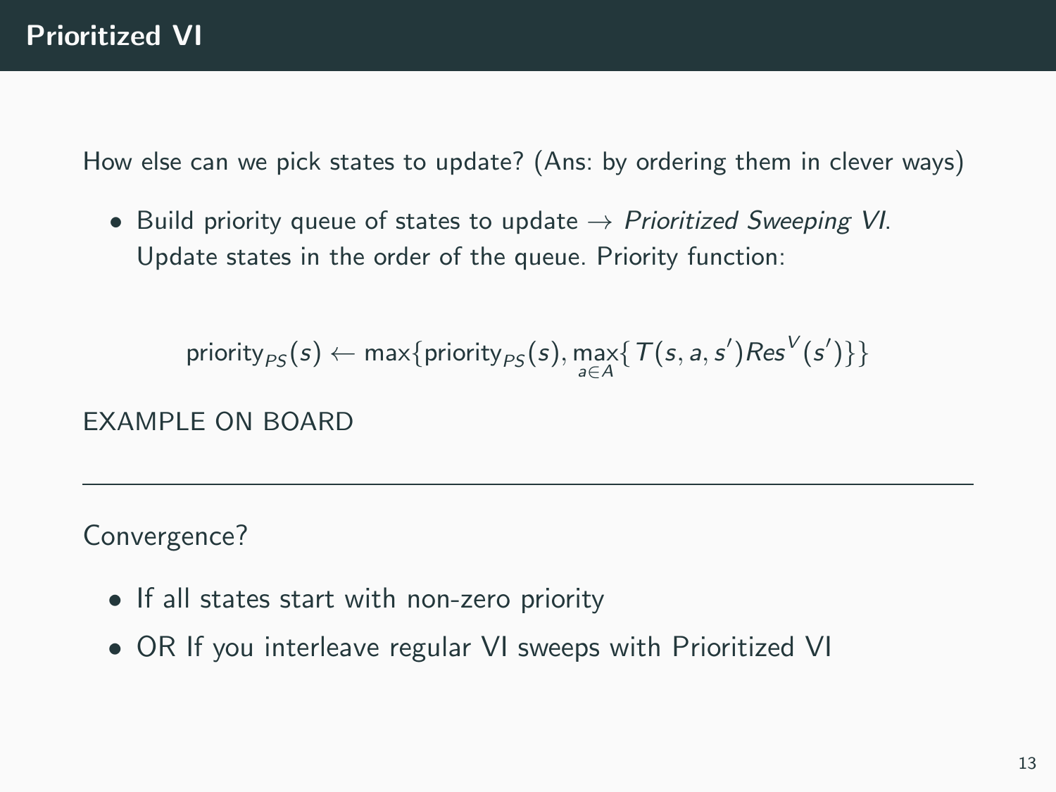# Prioritized VI

How else can we pick states to update? (Ans: by ordering them in clever ways)

- Build priority queue of states to update → *Prioritized Sweeping VI*. Update states in the order of the queue. Priority function:

$$\text{priority}_{PS}(s) \leftarrow \max\{\text{priority}_{PS}(s), \max_{a \in A}\{T(s, a, s')Res^V(s')\}\}$$

EXAMPLE ON BOARD

---

Convergence?

- If all states start with non-zero priority
- OR If you interleave regular VI sweeps with Prioritized VI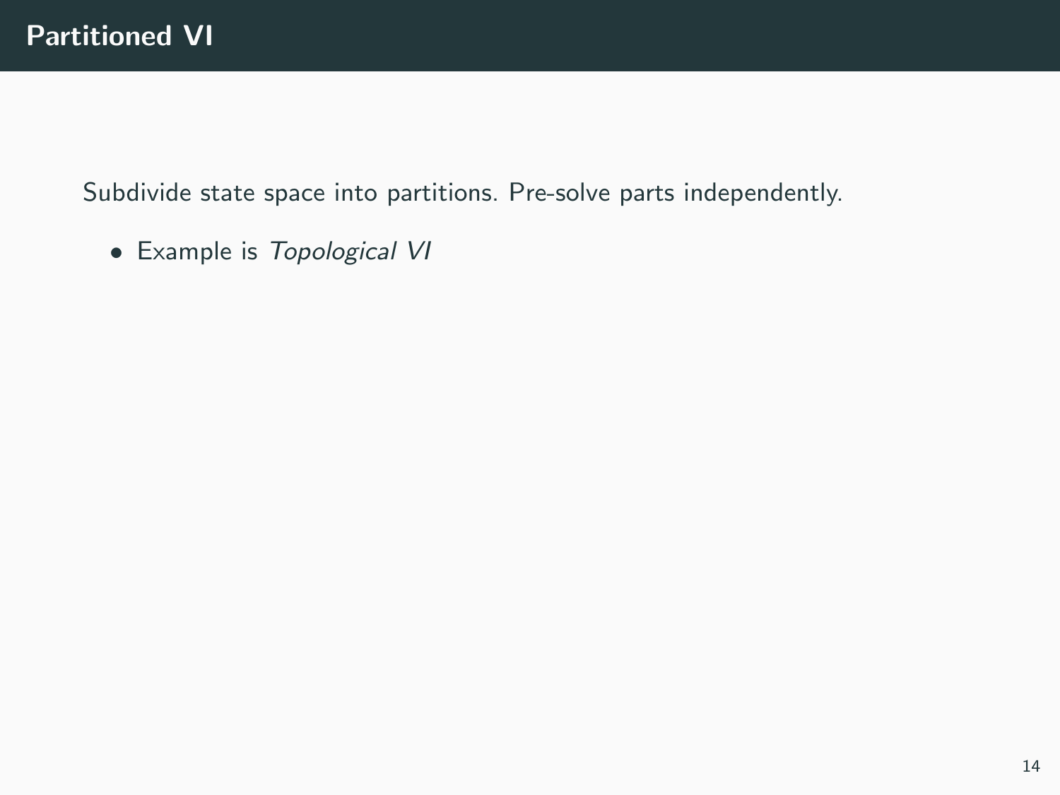# Partitioned VI

Subdivide state space into partitions. Pre-solve parts independently.

- Example is *Topological VI*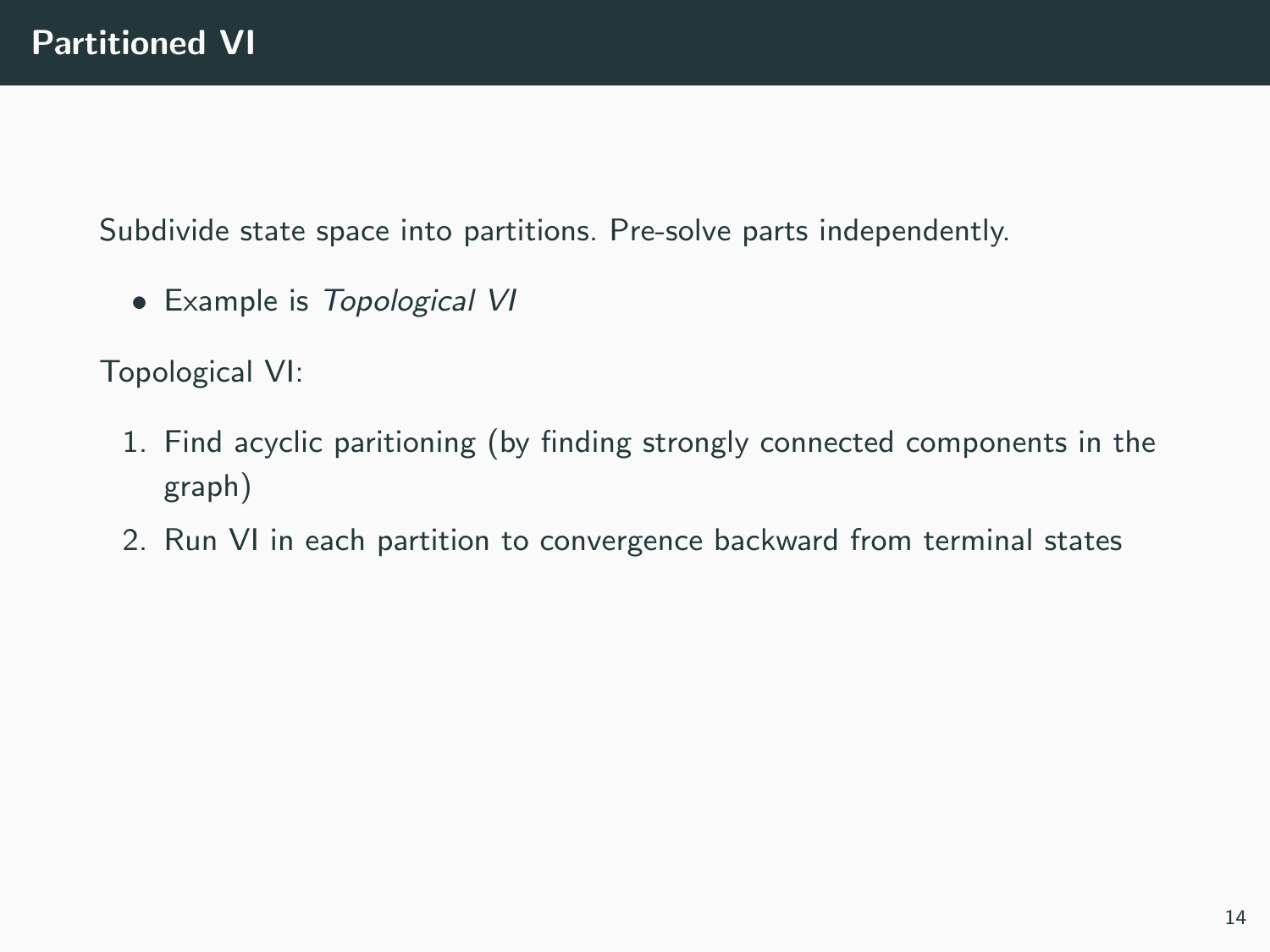# Partitioned VI

Subdivide state space into partitions. Pre-solve parts independently.

- Example is *Topological VI*

Topological VI:

1. Find acyclic paritioning (by finding strongly connected components in the graph)
2. Run VI in each partition to convergence backward from terminal states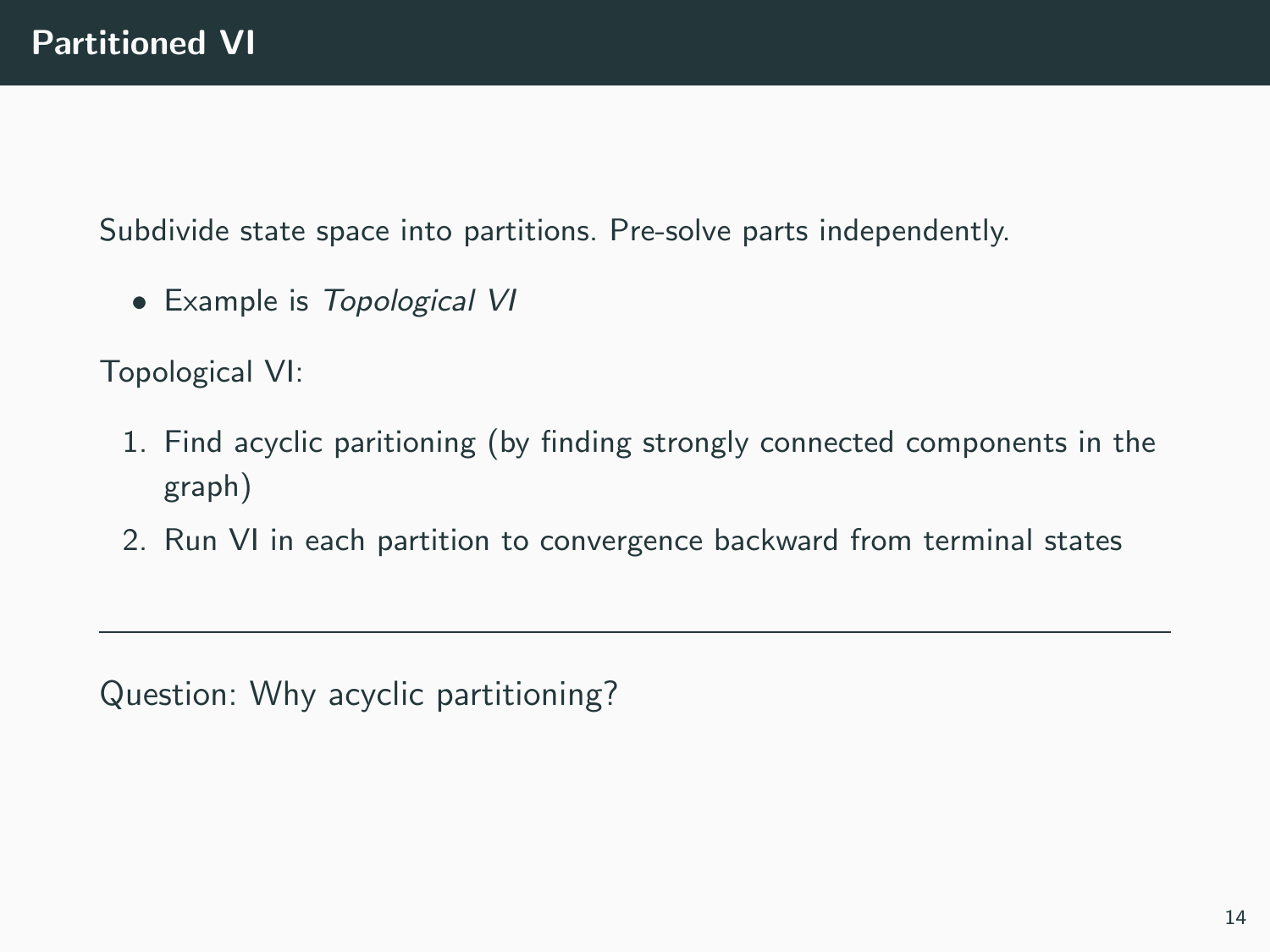# Partitioned VI

Subdivide state space into partitions. Pre-solve parts independently.

- Example is *Topological VI*

Topological VI:

1. Find acyclic paritioning (by finding strongly connected components in the graph)
2. Run VI in each partition to convergence backward from terminal states

---

Question: Why acyclic partitioning?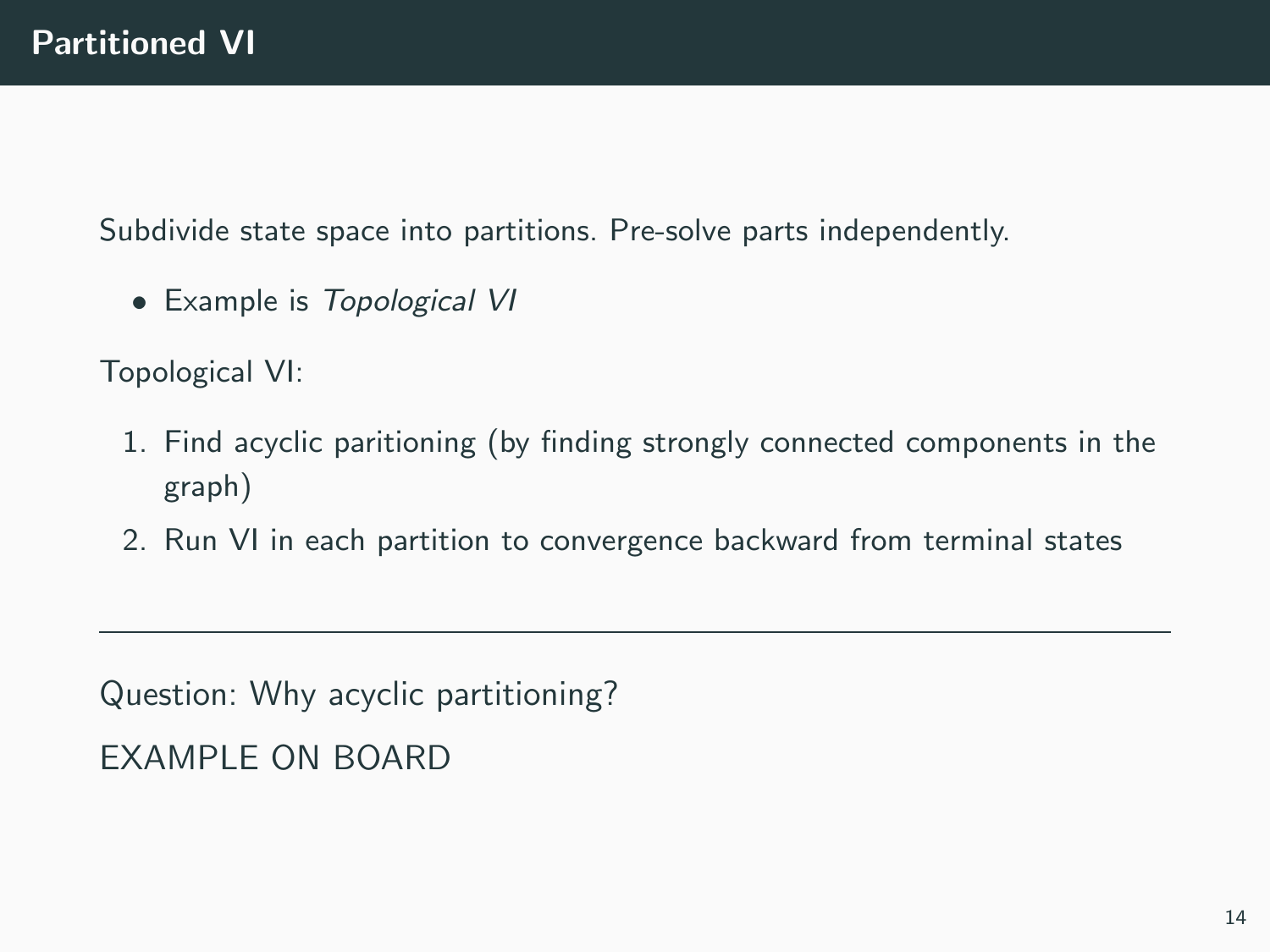## Partitioned VI

Subdivide state space into partitions. Pre-solve parts independently.

- Example is *Topological VI*

Topological VI:

1. Find acyclic paritioning (by finding strongly connected components in the graph)
2. Run VI in each partition to convergence backward from terminal states

---

Question: Why acyclic partitioning?

EXAMPLE ON BOARD